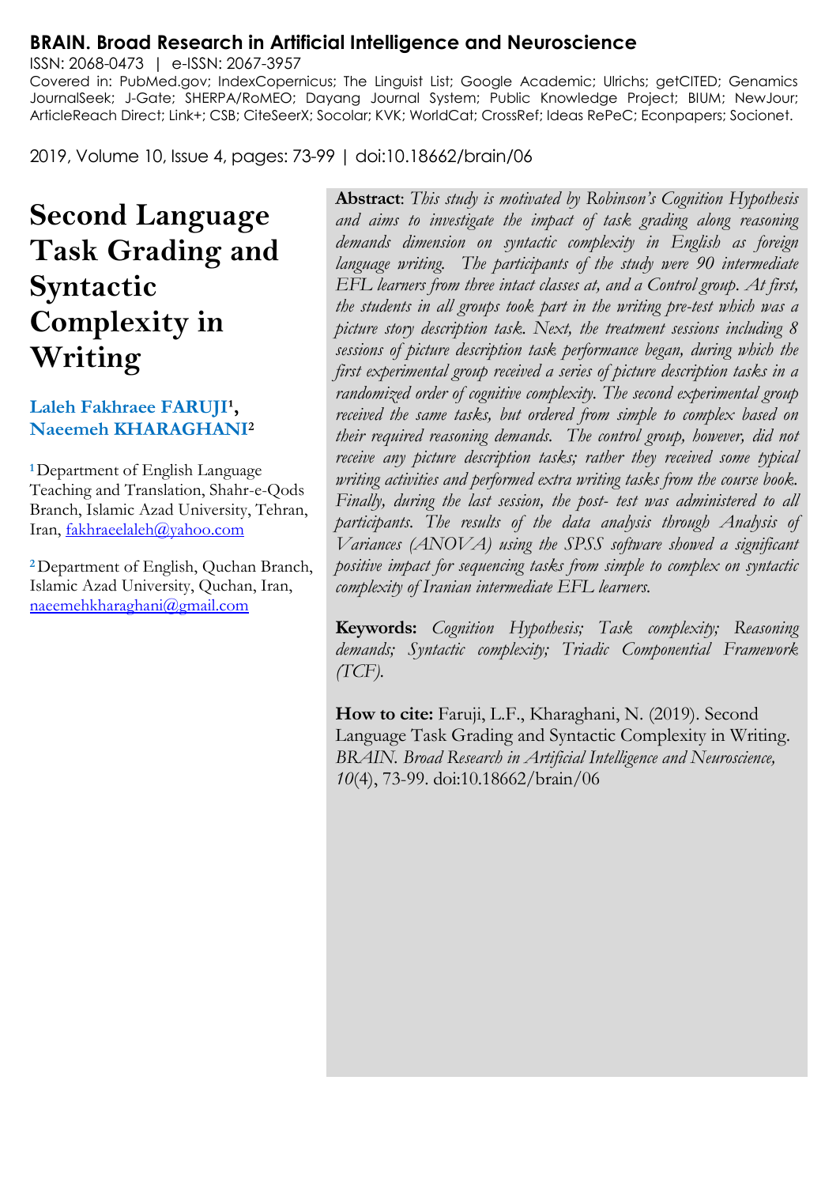**BRAIN. Broad Research in Artificial Intelligence and Neuroscience**

ISSN: 2068-0473 | e-ISSN: 2067-3957

Covered in: PubMed.gov; IndexCopernicus; The Linguist List; Google Academic; Ulrichs; getCITED; Genamics JournalSeek; J-Gate; SHERPA/RoMEO; Dayang Journal System; Public Knowledge Project; BIUM; NewJour; ArticleReach Direct; Link+; CSB; CiteSeerX; Socolar; KVK; WorldCat; CrossRef; Ideas RePeC; Econpapers; Socionet.

2019, Volume 10, Issue 4, pages: 73-99 | doi:10.18662/brain/06

# Second Language Task Grading and Syntactic Complexity in Writing

**Laleh Fakhraee FARUJI[1], Naeemeh KHARAGHANI[2]**

[1] Department of English Language Teaching and Translation, Shahr-e-Qods Branch, Islamic Azad University, Tehran, Iran, fakhraeelaleh@yahoo.com

[2] Department of English, Quchan Branch, Islamic Azad University, Quchan, Iran, naeemehkharaghani@gmail.com

**Abstract**: *This study is motivated by Robinson's Cognition Hypothesis and aims to investigate the impact of task grading along reasoning demands dimension on syntactic complexity in English as foreign language writing. The participants of the study were 90 intermediate EFL learners from three intact classes at, and a Control group. At first, the students in all groups took part in the writing pre-test which was a picture story description task. Next, the treatment sessions including 8 sessions of picture description task performance began, during which the first experimental group received a series of picture description tasks in a randomized order of cognitive complexity. The second experimental group received the same tasks, but ordered from simple to complex based on their required reasoning demands. The control group, however, did not receive any picture description tasks; rather they received some typical writing activities and performed extra writing tasks from the course book. Finally, during the last session, the post- test was administered to all participants. The results of the data analysis through Analysis of Variances (ANOVA) using the SPSS software showed a significant positive impact for sequencing tasks from simple to complex on syntactic complexity of Iranian intermediate EFL learners.*

**Keywords:** *Cognition Hypothesis; Task complexity; Reasoning demands; Syntactic complexity; Triadic Componential Framework (TCF).*

**How to cite:** Faruji, L.F., Kharaghani, N. (2019). Second Language Task Grading and Syntactic Complexity in Writing. *BRAIN. Broad Research in Artificial Intelligence and Neuroscience, 10*(4), 73-99. doi:10.18662/brain/06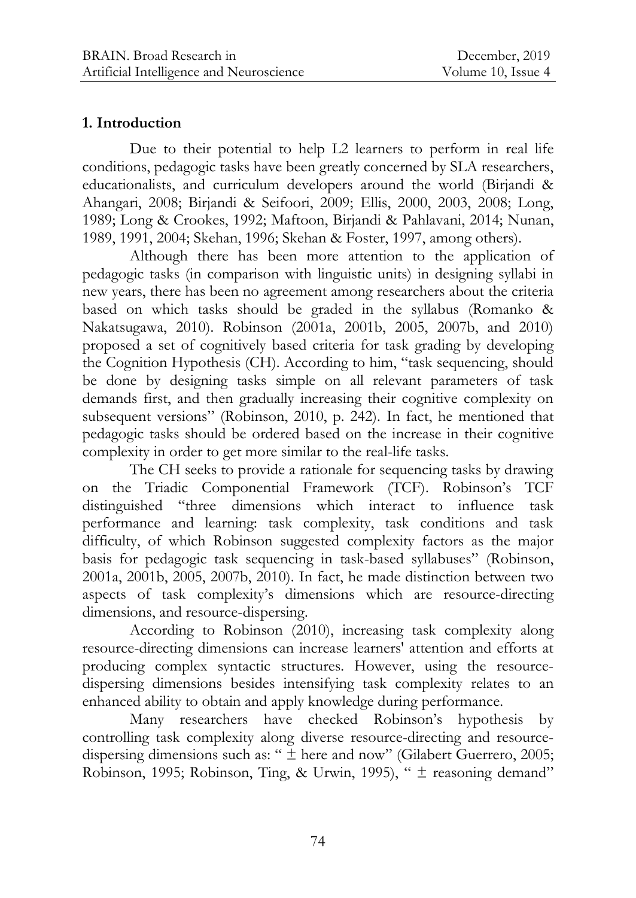## 1. Introduction

Due to their potential to help L2 learners to perform in real life conditions, pedagogic tasks have been greatly concerned by SLA researchers, educationalists, and curriculum developers around the world (Birjandi & Ahangari, 2008; Birjandi & Seifoori, 2009; Ellis, 2000, 2003, 2008; Long, 1989; Long & Crookes, 1992; Maftoon, Birjandi & Pahlavani, 2014; Nunan, 1989, 1991, 2004; Skehan, 1996; Skehan & Foster, 1997, among others).

Although there has been more attention to the application of pedagogic tasks (in comparison with linguistic units) in designing syllabi in new years, there has been no agreement among researchers about the criteria based on which tasks should be graded in the syllabus (Romanko & Nakatsugawa, 2010). Robinson (2001a, 2001b, 2005, 2007b, and 2010) proposed a set of cognitively based criteria for task grading by developing the Cognition Hypothesis (CH). According to him, "task sequencing, should be done by designing tasks simple on all relevant parameters of task demands first, and then gradually increasing their cognitive complexity on subsequent versions" (Robinson, 2010, p. 242). In fact, he mentioned that pedagogic tasks should be ordered based on the increase in their cognitive complexity in order to get more similar to the real-life tasks.

The CH seeks to provide a rationale for sequencing tasks by drawing on the Triadic Componential Framework (TCF). Robinson's TCF distinguished "three dimensions which interact to influence task performance and learning: task complexity, task conditions and task difficulty, of which Robinson suggested complexity factors as the major basis for pedagogic task sequencing in task-based syllabuses" (Robinson, 2001a, 2001b, 2005, 2007b, 2010). In fact, he made distinction between two aspects of task complexity's dimensions which are resource-directing dimensions, and resource-dispersing.

According to Robinson (2010), increasing task complexity along resource-directing dimensions can increase learners' attention and efforts at producing complex syntactic structures. However, using the resource-dispersing dimensions besides intensifying task complexity relates to an enhanced ability to obtain and apply knowledge during performance.

Many researchers have checked Robinson's hypothesis by controlling task complexity along diverse resource-directing and resource-dispersing dimensions such as: " ± here and now" (Gilabert Guerrero, 2005; Robinson, 1995; Robinson, Ting, & Urwin, 1995), " ± reasoning demand"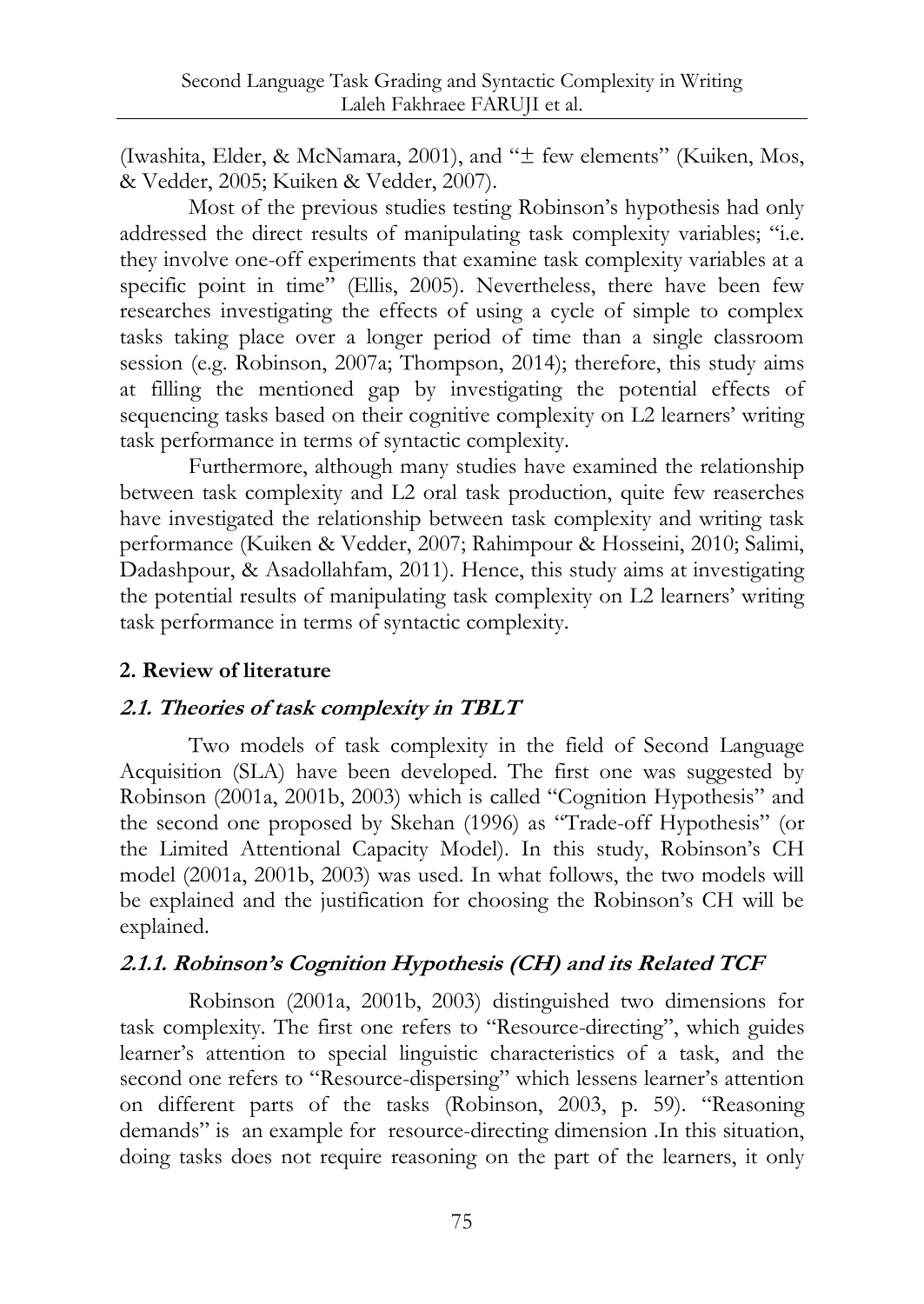(Iwashita, Elder, & McNamara, 2001), and "± few elements" (Kuiken, Mos, & Vedder, 2005; Kuiken & Vedder, 2007).

Most of the previous studies testing Robinson's hypothesis had only addressed the direct results of manipulating task complexity variables; "i.e. they involve one-off experiments that examine task complexity variables at a specific point in time" (Ellis, 2005). Nevertheless, there have been few researches investigating the effects of using a cycle of simple to complex tasks taking place over a longer period of time than a single classroom session (e.g. Robinson, 2007a; Thompson, 2014); therefore, this study aims at filling the mentioned gap by investigating the potential effects of sequencing tasks based on their cognitive complexity on L2 learners' writing task performance in terms of syntactic complexity.

Furthermore, although many studies have examined the relationship between task complexity and L2 oral task production, quite few reaserches have investigated the relationship between task complexity and writing task performance (Kuiken & Vedder, 2007; Rahimpour & Hosseini, 2010; Salimi, Dadashpour, & Asadollahfam, 2011). Hence, this study aims at investigating the potential results of manipulating task complexity on L2 learners' writing task performance in terms of syntactic complexity.

## 2. Review of literature

### *2.1. Theories of task complexity in TBLT*

Two models of task complexity in the field of Second Language Acquisition (SLA) have been developed. The first one was suggested by Robinson (2001a, 2001b, 2003) which is called "Cognition Hypothesis" and the second one proposed by Skehan (1996) as "Trade-off Hypothesis" (or the Limited Attentional Capacity Model). In this study, Robinson's CH model (2001a, 2001b, 2003) was used. In what follows, the two models will be explained and the justification for choosing the Robinson's CH will be explained.

#### *2.1.1. Robinson's Cognition Hypothesis (CH) and its Related TCF*

Robinson (2001a, 2001b, 2003) distinguished two dimensions for task complexity. The first one refers to "Resource-directing", which guides learner's attention to special linguistic characteristics of a task, and the second one refers to "Resource-dispersing" which lessens learner's attention on different parts of the tasks (Robinson, 2003, p. 59). "Reasoning demands" is an example for resource-directing dimension .In this situation, doing tasks does not require reasoning on the part of the learners, it only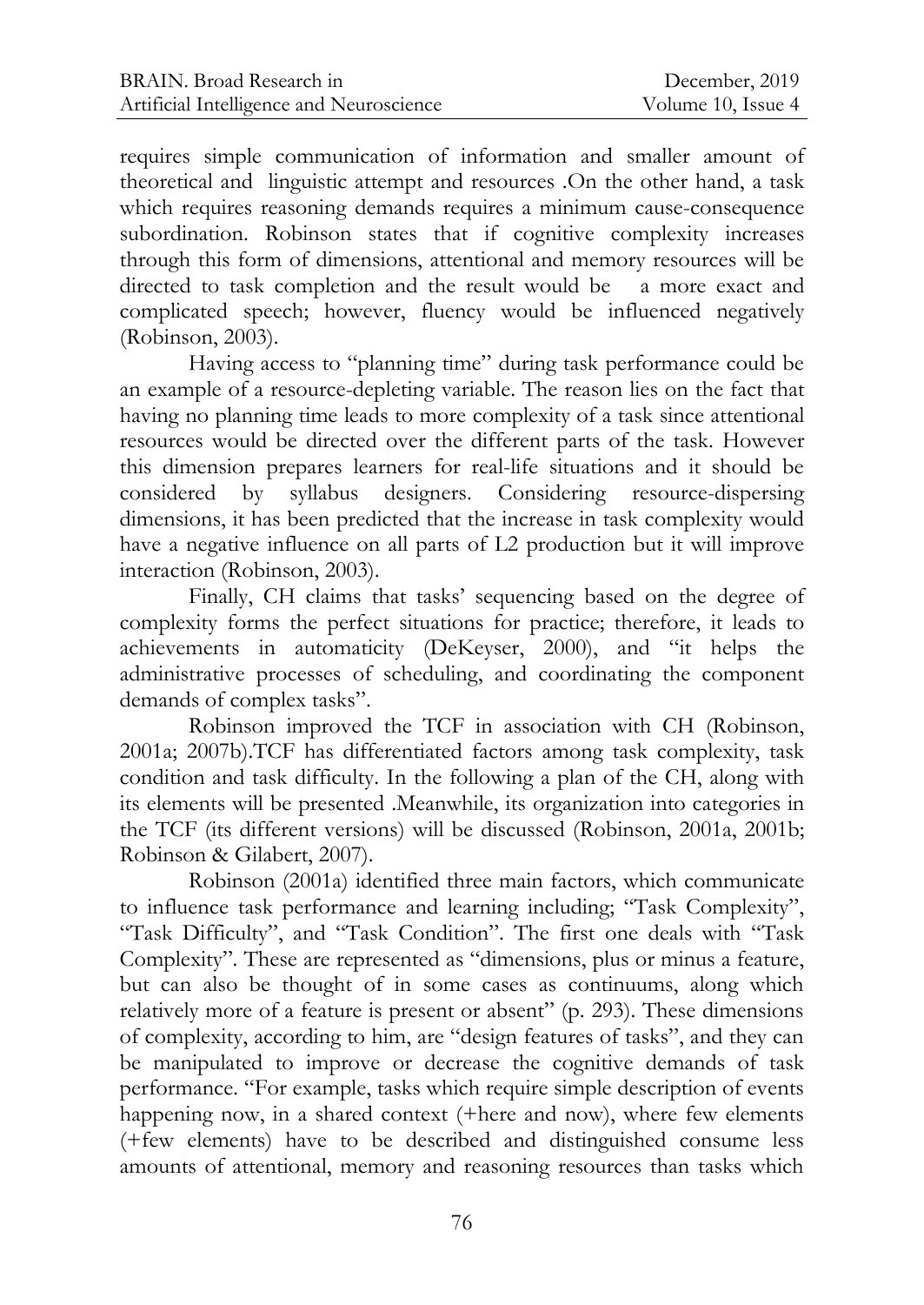requires simple communication of information and smaller amount of theoretical and linguistic attempt and resources .On the other hand, a task which requires reasoning demands requires a minimum cause-consequence subordination. Robinson states that if cognitive complexity increases through this form of dimensions, attentional and memory resources will be directed to task completion and the result would be a more exact and complicated speech; however, fluency would be influenced negatively (Robinson, 2003).

Having access to "planning time" during task performance could be an example of a resource-depleting variable. The reason lies on the fact that having no planning time leads to more complexity of a task since attentional resources would be directed over the different parts of the task. However this dimension prepares learners for real-life situations and it should be considered by syllabus designers. Considering resource-dispersing dimensions, it has been predicted that the increase in task complexity would have a negative influence on all parts of L2 production but it will improve interaction (Robinson, 2003).

Finally, CH claims that tasks' sequencing based on the degree of complexity forms the perfect situations for practice; therefore, it leads to achievements in automaticity (DeKeyser, 2000), and "it helps the administrative processes of scheduling, and coordinating the component demands of complex tasks".

Robinson improved the TCF in association with CH (Robinson, 2001a; 2007b).TCF has differentiated factors among task complexity, task condition and task difficulty. In the following a plan of the CH, along with its elements will be presented .Meanwhile, its organization into categories in the TCF (its different versions) will be discussed (Robinson, 2001a, 2001b; Robinson & Gilabert, 2007).

Robinson (2001a) identified three main factors, which communicate to influence task performance and learning including; "Task Complexity", "Task Difficulty", and "Task Condition". The first one deals with "Task Complexity". These are represented as "dimensions, plus or minus a feature, but can also be thought of in some cases as continuums, along which relatively more of a feature is present or absent" (p. 293). These dimensions of complexity, according to him, are "design features of tasks", and they can be manipulated to improve or decrease the cognitive demands of task performance. "For example, tasks which require simple description of events happening now, in a shared context (+here and now), where few elements (+few elements) have to be described and distinguished consume less amounts of attentional, memory and reasoning resources than tasks which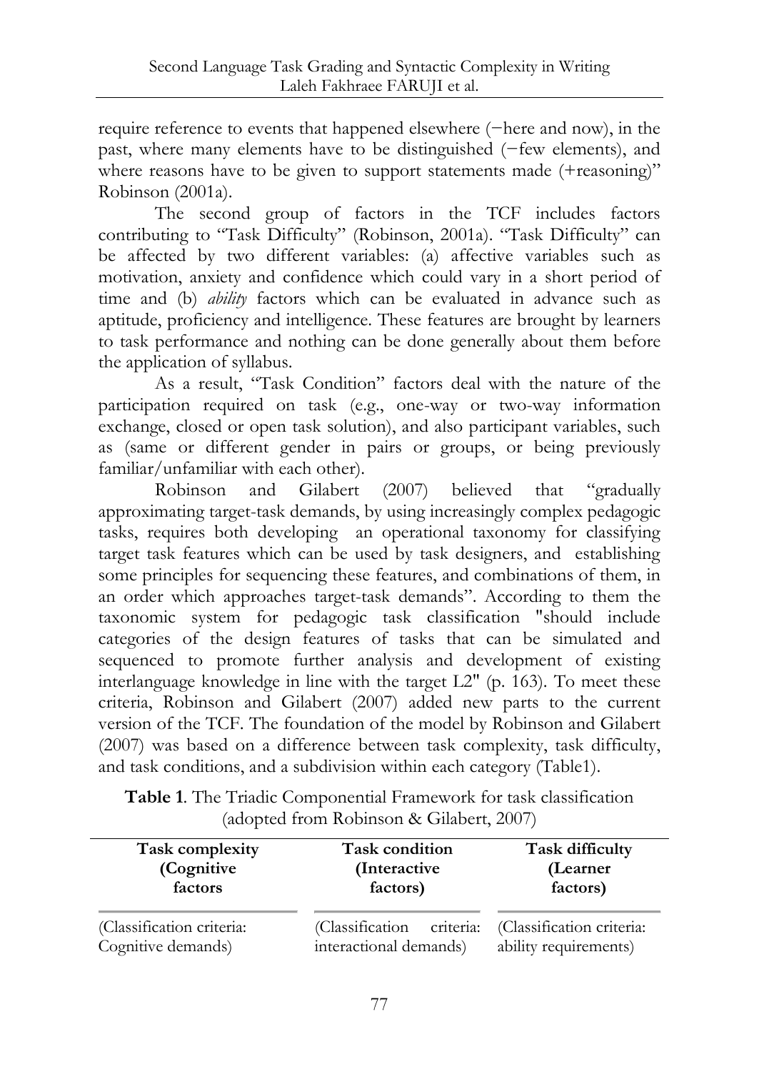require reference to events that happened elsewhere (−here and now), in the past, where many elements have to be distinguished (−few elements), and where reasons have to be given to support statements made (+reasoning)" Robinson (2001a).

The second group of factors in the TCF includes factors contributing to "Task Difficulty" (Robinson, 2001a). "Task Difficulty" can be affected by two different variables: (a) affective variables such as motivation, anxiety and confidence which could vary in a short period of time and (b) *ability* factors which can be evaluated in advance such as aptitude, proficiency and intelligence. These features are brought by learners to task performance and nothing can be done generally about them before the application of syllabus.

As a result, "Task Condition" factors deal with the nature of the participation required on task (e.g., one-way or two-way information exchange, closed or open task solution), and also participant variables, such as (same or different gender in pairs or groups, or being previously familiar/unfamiliar with each other).

Robinson and Gilabert (2007) believed that "gradually approximating target-task demands, by using increasingly complex pedagogic tasks, requires both developing an operational taxonomy for classifying target task features which can be used by task designers, and establishing some principles for sequencing these features, and combinations of them, in an order which approaches target-task demands". According to them the taxonomic system for pedagogic task classification "should include categories of the design features of tasks that can be simulated and sequenced to promote further analysis and development of existing interlanguage knowledge in line with the target L2" (p. 163). To meet these criteria, Robinson and Gilabert (2007) added new parts to the current version of the TCF. The foundation of the model by Robinson and Gilabert (2007) was based on a difference between task complexity, task difficulty, and task conditions, and a subdivision within each category (Table1).

**Table 1**. The Triadic Componential Framework for task classification (adopted from Robinson & Gilabert, 2007)

| Task complexity (Cognitive factors | Task condition (Interactive factors) | Task difficulty (Learner factors) |
|---|---|---|
| (Classification criteria: Cognitive demands) | (Classification criteria: interactional demands) | (Classification criteria: ability requirements) |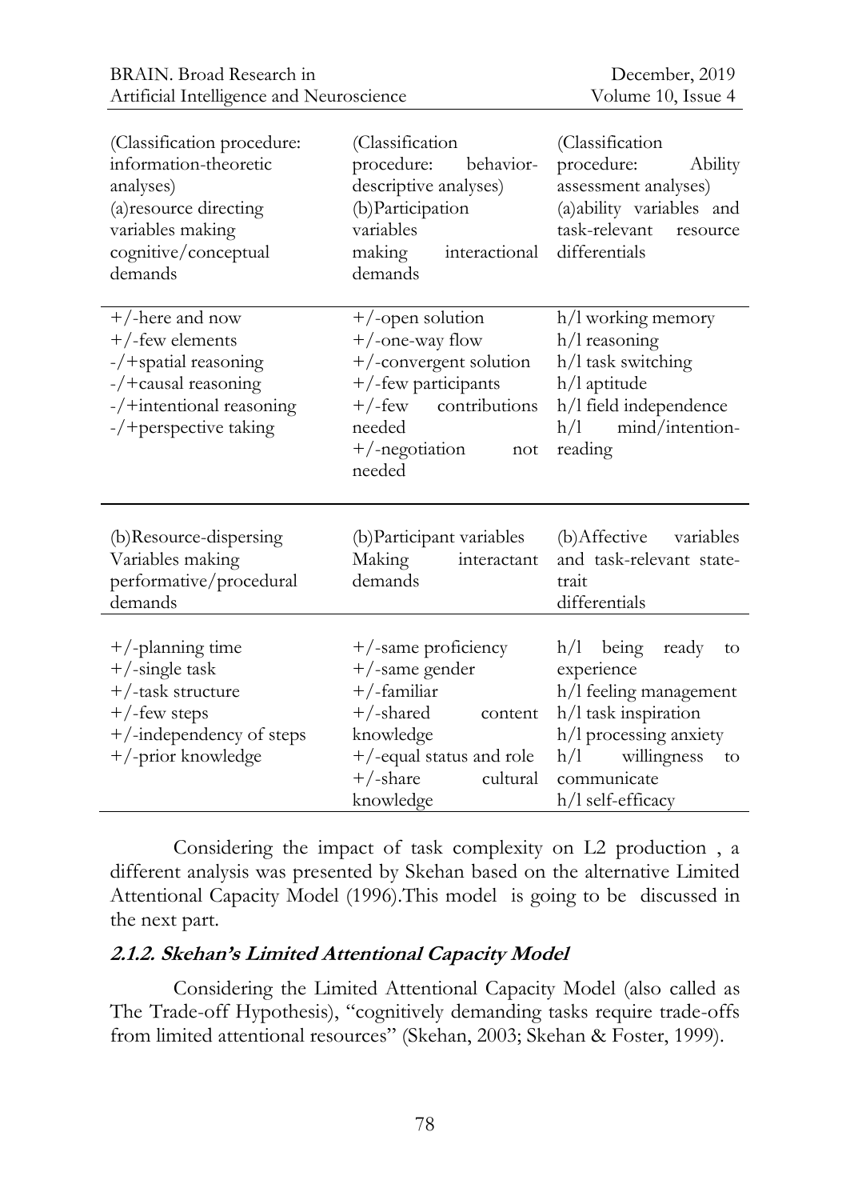| (Classification procedure: information-theoretic analyses) (a)resource directing variables making cognitive/conceptual demands | (Classification procedure: behavior-descriptive analyses) (b)Participation variables making interactional demands | (Classification procedure: Ability assessment analyses) (a)ability variables and task-relevant resource differentials |
|---|---|---|
| +/-here and now<br>+/-few elements<br>-/+spatial reasoning<br>-/+causal reasoning<br>-/+intentional reasoning<br>-/+perspective taking | +/-open solution<br>+/-one-way flow<br>+/-convergent solution<br>+/-few participants<br>+/-few contributions needed<br>+/-negotiation not needed | h/l working memory<br>h/l reasoning<br>h/l task switching<br>h/l aptitude<br>h/l field independence<br>h/l mind/intention-reading |
| (b)Resource-dispersing Variables making performative/procedural demands | (b)Participant variables Making interactant demands | (b)Affective variables and task-relevant state-trait differentials |
| +/-planning time<br>+/-single task<br>+/-task structure<br>+/-few steps<br>+/-independency of steps<br>+/-prior knowledge | +/-same proficiency<br>+/-same gender<br>+/-familiar<br>+/-shared content knowledge<br>+/-equal status and role<br>+/-share cultural knowledge | h/l being ready to experience<br>h/l feeling management<br>h/l task inspiration<br>h/l processing anxiety<br>h/l willingness to communicate<br>h/l self-efficacy |

Considering the impact of task complexity on L2 production , a different analysis was presented by Skehan based on the alternative Limited Attentional Capacity Model (1996).This model is going to be discussed in the next part.

### 2.1.2. Skehan's Limited Attentional Capacity Model

Considering the Limited Attentional Capacity Model (also called as The Trade-off Hypothesis), "cognitively demanding tasks require trade-offs from limited attentional resources" (Skehan, 2003; Skehan & Foster, 1999).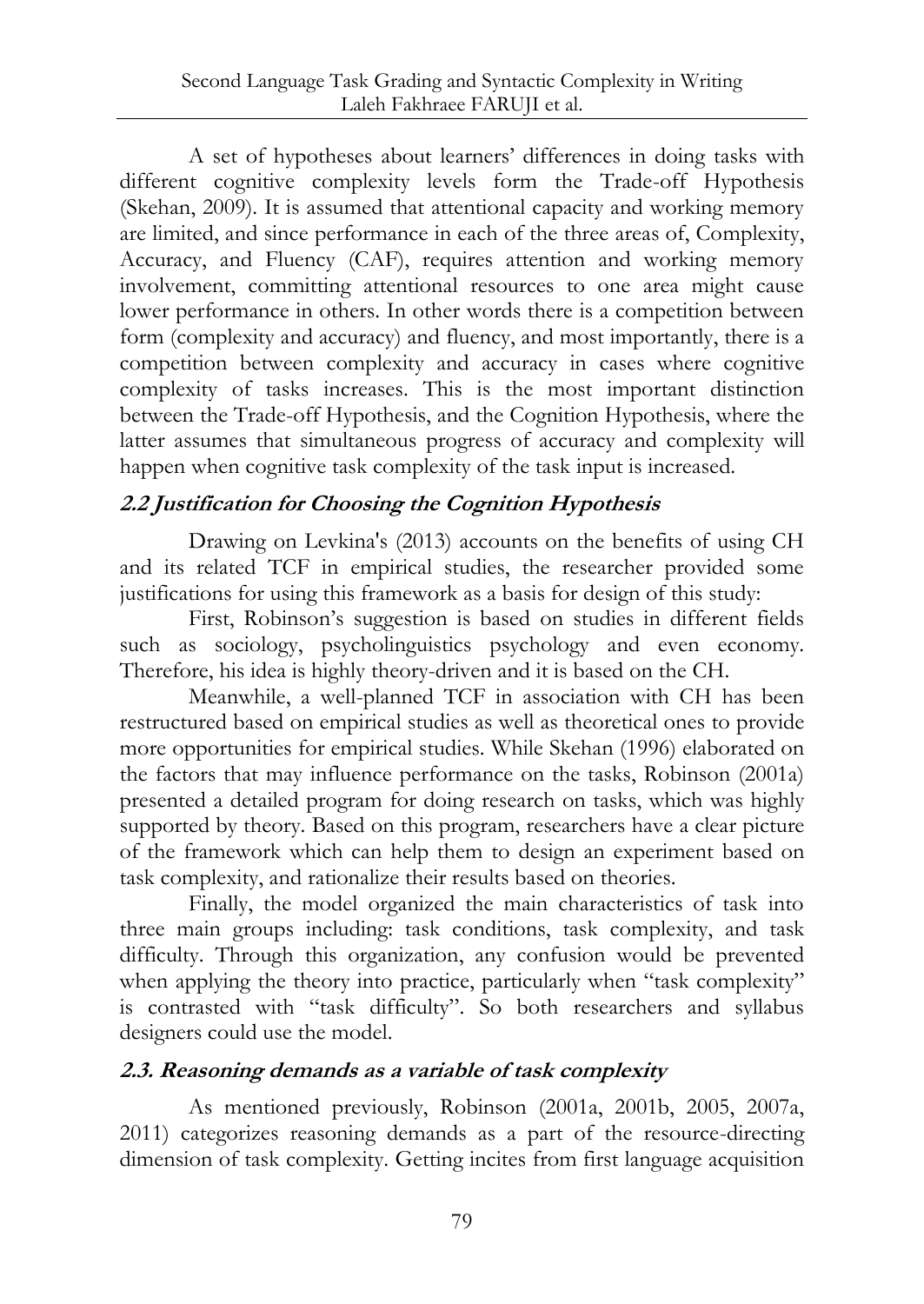A set of hypotheses about learners' differences in doing tasks with different cognitive complexity levels form the Trade-off Hypothesis (Skehan, 2009). It is assumed that attentional capacity and working memory are limited, and since performance in each of the three areas of, Complexity, Accuracy, and Fluency (CAF), requires attention and working memory involvement, committing attentional resources to one area might cause lower performance in others. In other words there is a competition between form (complexity and accuracy) and fluency, and most importantly, there is a competition between complexity and accuracy in cases where cognitive complexity of tasks increases. This is the most important distinction between the Trade-off Hypothesis, and the Cognition Hypothesis, where the latter assumes that simultaneous progress of accuracy and complexity will happen when cognitive task complexity of the task input is increased.

### *2.2 Justification for Choosing the Cognition Hypothesis*

Drawing on Levkina's (2013) accounts on the benefits of using CH and its related TCF in empirical studies, the researcher provided some justifications for using this framework as a basis for design of this study:

First, Robinson's suggestion is based on studies in different fields such as sociology, psycholinguistics psychology and even economy. Therefore, his idea is highly theory-driven and it is based on the CH.

Meanwhile, a well-planned TCF in association with CH has been restructured based on empirical studies as well as theoretical ones to provide more opportunities for empirical studies. While Skehan (1996) elaborated on the factors that may influence performance on the tasks, Robinson (2001a) presented a detailed program for doing research on tasks, which was highly supported by theory. Based on this program, researchers have a clear picture of the framework which can help them to design an experiment based on task complexity, and rationalize their results based on theories.

Finally, the model organized the main characteristics of task into three main groups including: task conditions, task complexity, and task difficulty. Through this organization, any confusion would be prevented when applying the theory into practice, particularly when "task complexity" is contrasted with "task difficulty". So both researchers and syllabus designers could use the model.

### *2.3. Reasoning demands as a variable of task complexity*

As mentioned previously, Robinson (2001a, 2001b, 2005, 2007a, 2011) categorizes reasoning demands as a part of the resource-directing dimension of task complexity. Getting incites from first language acquisition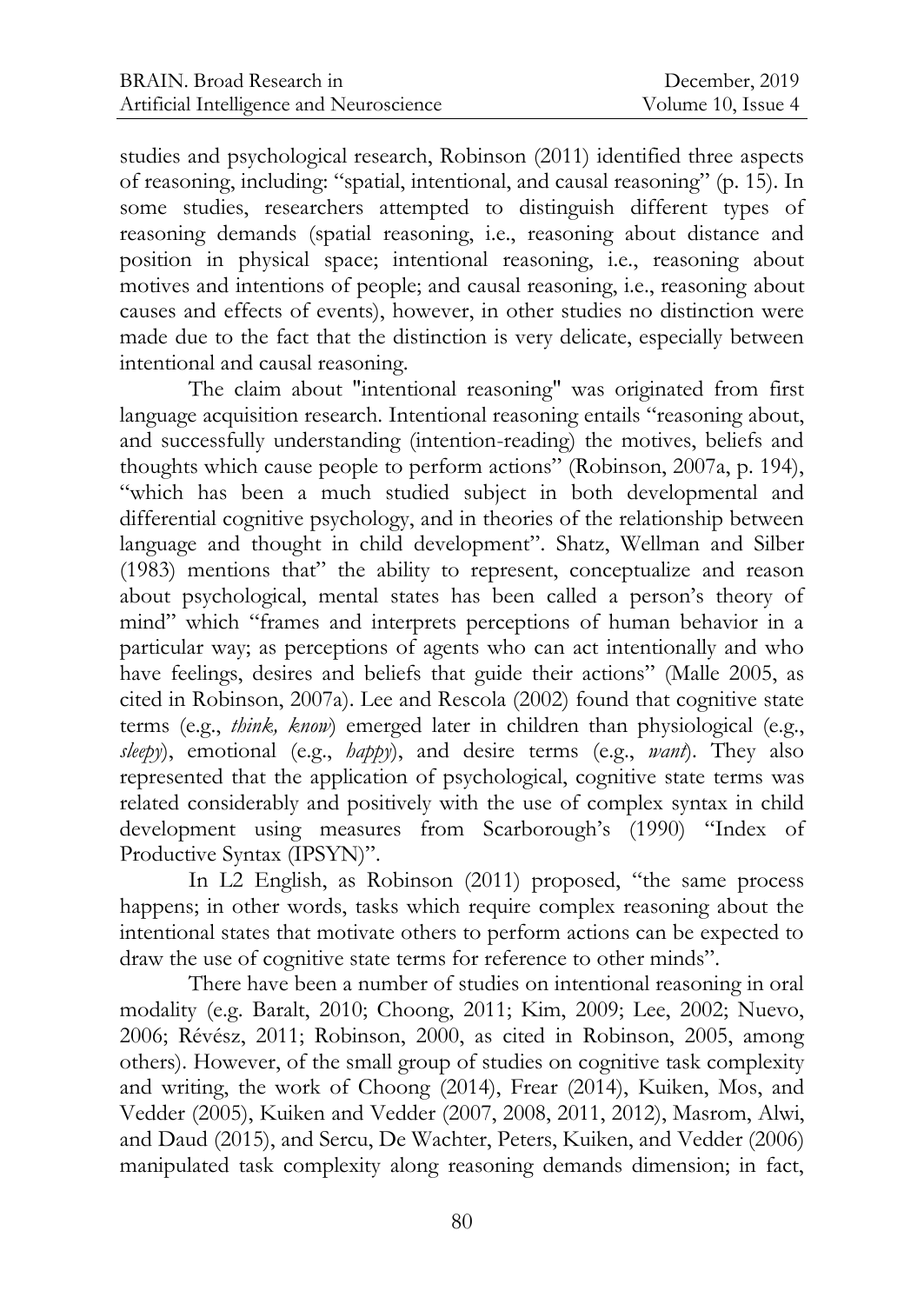studies and psychological research, Robinson (2011) identified three aspects of reasoning, including: "spatial, intentional, and causal reasoning" (p. 15). In some studies, researchers attempted to distinguish different types of reasoning demands (spatial reasoning, i.e., reasoning about distance and position in physical space; intentional reasoning, i.e., reasoning about motives and intentions of people; and causal reasoning, i.e., reasoning about causes and effects of events), however, in other studies no distinction were made due to the fact that the distinction is very delicate, especially between intentional and causal reasoning.

The claim about "intentional reasoning" was originated from first language acquisition research. Intentional reasoning entails "reasoning about, and successfully understanding (intention-reading) the motives, beliefs and thoughts which cause people to perform actions" (Robinson, 2007a, p. 194), "which has been a much studied subject in both developmental and differential cognitive psychology, and in theories of the relationship between language and thought in child development". Shatz, Wellman and Silber (1983) mentions that" the ability to represent, conceptualize and reason about psychological, mental states has been called a person's theory of mind" which "frames and interprets perceptions of human behavior in a particular way; as perceptions of agents who can act intentionally and who have feelings, desires and beliefs that guide their actions" (Malle 2005, as cited in Robinson, 2007a). Lee and Rescola (2002) found that cognitive state terms (e.g., *think, know*) emerged later in children than physiological (e.g., *sleepy*), emotional (e.g., *happy*), and desire terms (e.g., *want*). They also represented that the application of psychological, cognitive state terms was related considerably and positively with the use of complex syntax in child development using measures from Scarborough's (1990) "Index of Productive Syntax (IPSYN)".

In L2 English, as Robinson (2011) proposed, "the same process happens; in other words, tasks which require complex reasoning about the intentional states that motivate others to perform actions can be expected to draw the use of cognitive state terms for reference to other minds".

There have been a number of studies on intentional reasoning in oral modality (e.g. Baralt, 2010; Choong, 2011; Kim, 2009; Lee, 2002; Nuevo, 2006; Révész, 2011; Robinson, 2000, as cited in Robinson, 2005, among others). However, of the small group of studies on cognitive task complexity and writing, the work of Choong (2014), Frear (2014), Kuiken, Mos, and Vedder (2005), Kuiken and Vedder (2007, 2008, 2011, 2012), Masrom, Alwi, and Daud (2015), and Sercu, De Wachter, Peters, Kuiken, and Vedder (2006) manipulated task complexity along reasoning demands dimension; in fact,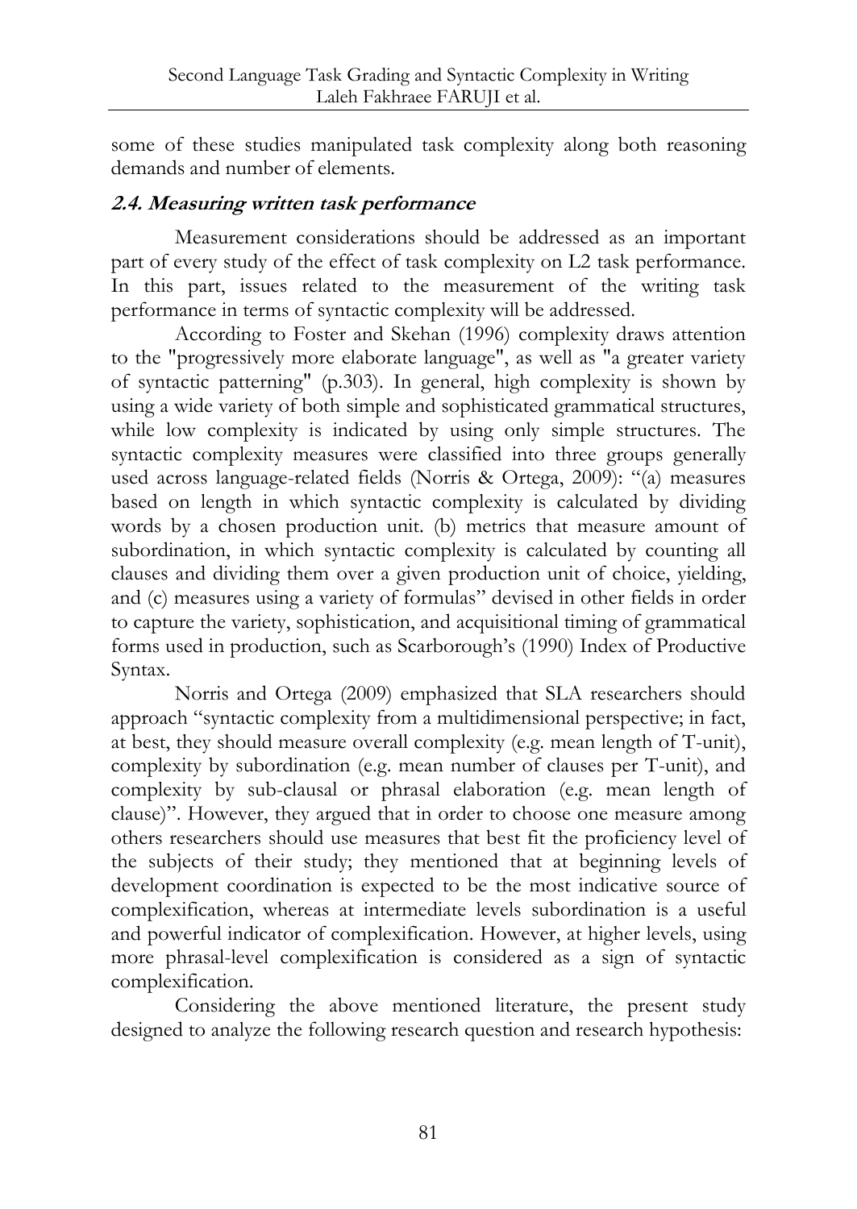some of these studies manipulated task complexity along both reasoning demands and number of elements.

### *2.4. Measuring written task performance*

Measurement considerations should be addressed as an important part of every study of the effect of task complexity on L2 task performance. In this part, issues related to the measurement of the writing task performance in terms of syntactic complexity will be addressed.

According to Foster and Skehan (1996) complexity draws attention to the "progressively more elaborate language", as well as "a greater variety of syntactic patterning" (p.303). In general, high complexity is shown by using a wide variety of both simple and sophisticated grammatical structures, while low complexity is indicated by using only simple structures. The syntactic complexity measures were classified into three groups generally used across language-related fields (Norris & Ortega, 2009): "(a) measures based on length in which syntactic complexity is calculated by dividing words by a chosen production unit. (b) metrics that measure amount of subordination, in which syntactic complexity is calculated by counting all clauses and dividing them over a given production unit of choice, yielding, and (c) measures using a variety of formulas" devised in other fields in order to capture the variety, sophistication, and acquisitional timing of grammatical forms used in production, such as Scarborough's (1990) Index of Productive Syntax.

Norris and Ortega (2009) emphasized that SLA researchers should approach "syntactic complexity from a multidimensional perspective; in fact, at best, they should measure overall complexity (e.g. mean length of T-unit), complexity by subordination (e.g. mean number of clauses per T-unit), and complexity by sub-clausal or phrasal elaboration (e.g. mean length of clause)". However, they argued that in order to choose one measure among others researchers should use measures that best fit the proficiency level of the subjects of their study; they mentioned that at beginning levels of development coordination is expected to be the most indicative source of complexification, whereas at intermediate levels subordination is a useful and powerful indicator of complexification. However, at higher levels, using more phrasal-level complexification is considered as a sign of syntactic complexification.

Considering the above mentioned literature, the present study designed to analyze the following research question and research hypothesis: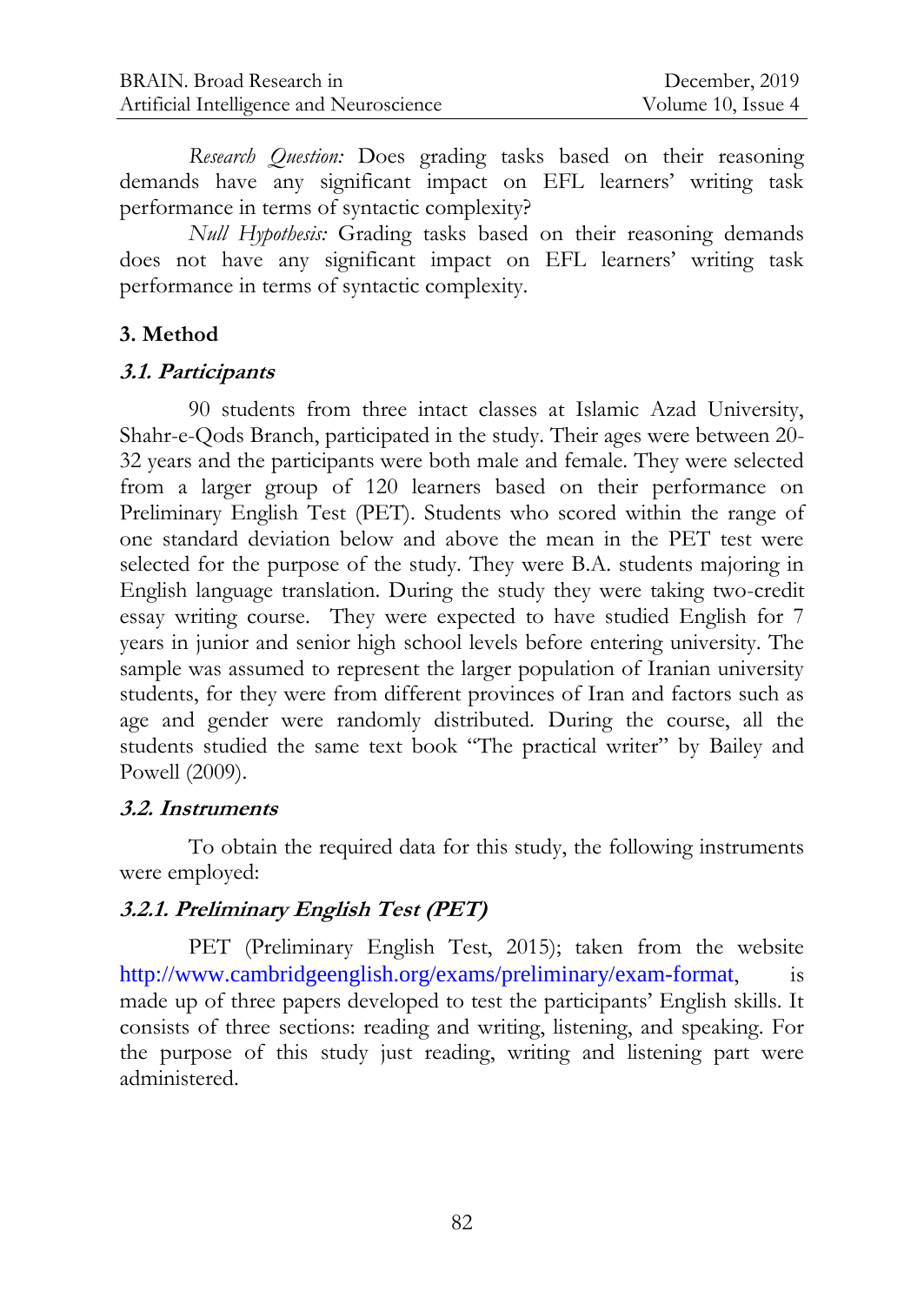*Research Question:* Does grading tasks based on their reasoning demands have any significant impact on EFL learners' writing task performance in terms of syntactic complexity?

*Null Hypothesis:* Grading tasks based on their reasoning demands does not have any significant impact on EFL learners' writing task performance in terms of syntactic complexity.

## 3. Method

### *3.1. Participants*

90 students from three intact classes at Islamic Azad University, Shahr-e-Qods Branch, participated in the study. Their ages were between 20-32 years and the participants were both male and female. They were selected from a larger group of 120 learners based on their performance on Preliminary English Test (PET). Students who scored within the range of one standard deviation below and above the mean in the PET test were selected for the purpose of the study. They were B.A. students majoring in English language translation. During the study they were taking two-credit essay writing course. They were expected to have studied English for 7 years in junior and senior high school levels before entering university. The sample was assumed to represent the larger population of Iranian university students, for they were from different provinces of Iran and factors such as age and gender were randomly distributed. During the course, all the students studied the same text book "The practical writer" by Bailey and Powell (2009).

### *3.2. Instruments*

To obtain the required data for this study, the following instruments were employed:

#### *3.2.1. Preliminary English Test (PET)*

PET (Preliminary English Test, 2015); taken from the website http://www.cambridgeenglish.org/exams/preliminary/exam-format, is made up of three papers developed to test the participants' English skills. It consists of three sections: reading and writing, listening, and speaking. For the purpose of this study just reading, writing and listening part were administered.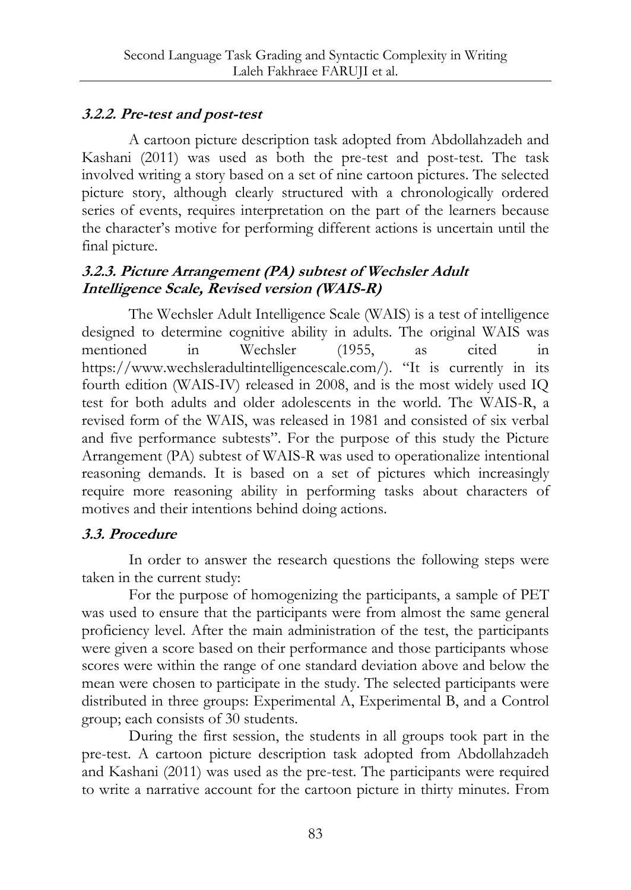#### *3.2.2. Pre-test and post-test*

A cartoon picture description task adopted from Abdollahzadeh and Kashani (2011) was used as both the pre-test and post-test. The task involved writing a story based on a set of nine cartoon pictures. The selected picture story, although clearly structured with a chronologically ordered series of events, requires interpretation on the part of the learners because the character's motive for performing different actions is uncertain until the final picture.

#### *3.2.3. Picture Arrangement (PA) subtest of Wechsler Adult Intelligence Scale, Revised version (WAIS-R)*

The Wechsler Adult Intelligence Scale (WAIS) is a test of intelligence designed to determine cognitive ability in adults. The original WAIS was mentioned in Wechsler (1955, as cited in https://www.wechsleradultintelligencescale.com/). "It is currently in its fourth edition (WAIS-IV) released in 2008, and is the most widely used IQ test for both adults and older adolescents in the world. The WAIS-R, a revised form of the WAIS, was released in 1981 and consisted of six verbal and five performance subtests". For the purpose of this study the Picture Arrangement (PA) subtest of WAIS-R was used to operationalize intentional reasoning demands. It is based on a set of pictures which increasingly require more reasoning ability in performing tasks about characters of motives and their intentions behind doing actions.

### *3.3. Procedure*

In order to answer the research questions the following steps were taken in the current study:

For the purpose of homogenizing the participants, a sample of PET was used to ensure that the participants were from almost the same general proficiency level. After the main administration of the test, the participants were given a score based on their performance and those participants whose scores were within the range of one standard deviation above and below the mean were chosen to participate in the study. The selected participants were distributed in three groups: Experimental A, Experimental B, and a Control group; each consists of 30 students.

During the first session, the students in all groups took part in the pre-test. A cartoon picture description task adopted from Abdollahzadeh and Kashani (2011) was used as the pre-test. The participants were required to write a narrative account for the cartoon picture in thirty minutes. From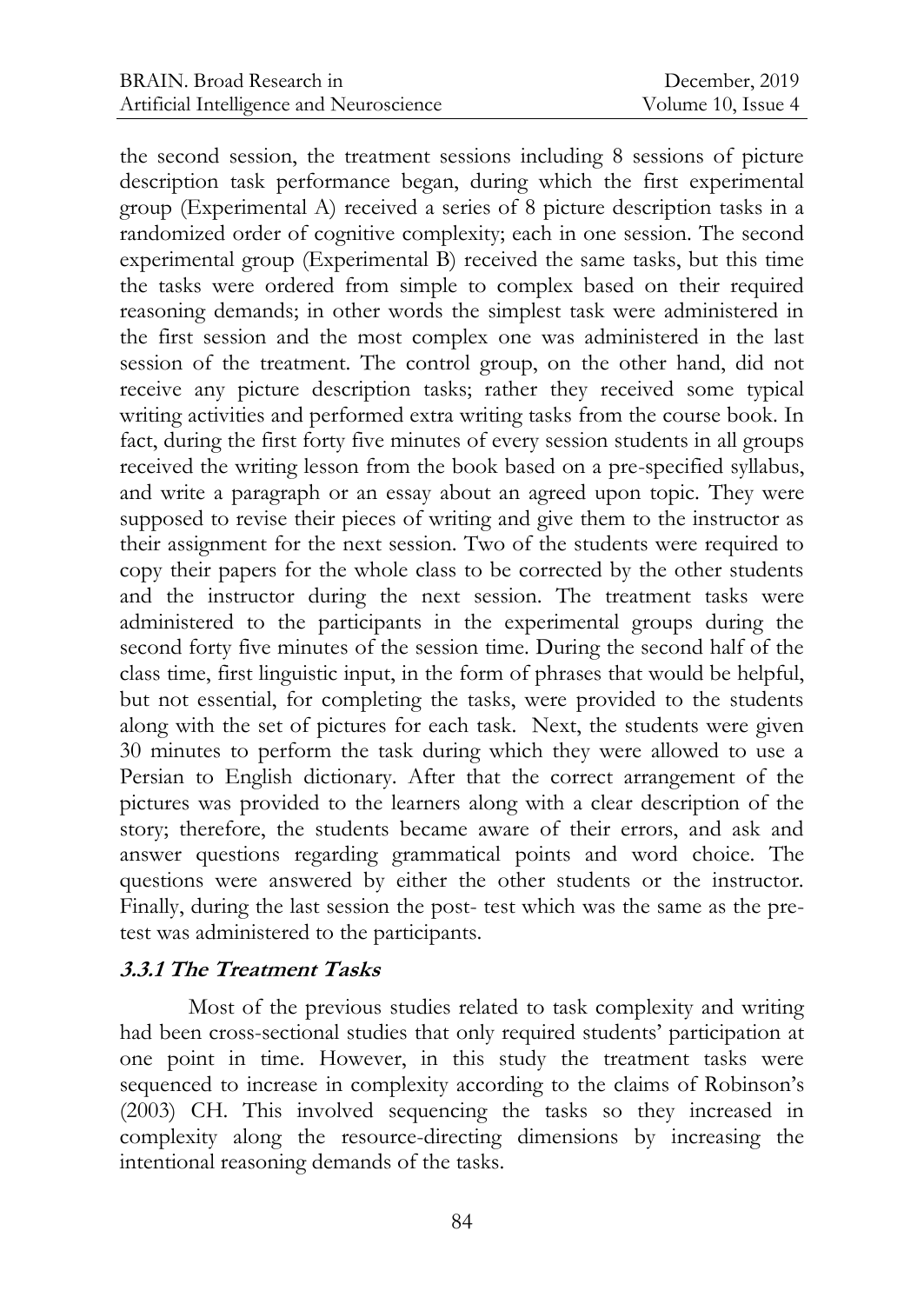the second session, the treatment sessions including 8 sessions of picture description task performance began, during which the first experimental group (Experimental A) received a series of 8 picture description tasks in a randomized order of cognitive complexity; each in one session. The second experimental group (Experimental B) received the same tasks, but this time the tasks were ordered from simple to complex based on their required reasoning demands; in other words the simplest task were administered in the first session and the most complex one was administered in the last session of the treatment. The control group, on the other hand, did not receive any picture description tasks; rather they received some typical writing activities and performed extra writing tasks from the course book. In fact, during the first forty five minutes of every session students in all groups received the writing lesson from the book based on a pre-specified syllabus, and write a paragraph or an essay about an agreed upon topic. They were supposed to revise their pieces of writing and give them to the instructor as their assignment for the next session. Two of the students were required to copy their papers for the whole class to be corrected by the other students and the instructor during the next session. The treatment tasks were administered to the participants in the experimental groups during the second forty five minutes of the session time. During the second half of the class time, first linguistic input, in the form of phrases that would be helpful, but not essential, for completing the tasks, were provided to the students along with the set of pictures for each task. Next, the students were given 30 minutes to perform the task during which they were allowed to use a Persian to English dictionary. After that the correct arrangement of the pictures was provided to the learners along with a clear description of the story; therefore, the students became aware of their errors, and ask and answer questions regarding grammatical points and word choice. The questions were answered by either the other students or the instructor. Finally, during the last session the post- test which was the same as the pre-test was administered to the participants.

### 3.3.1 The Treatment Tasks

Most of the previous studies related to task complexity and writing had been cross-sectional studies that only required students' participation at one point in time. However, in this study the treatment tasks were sequenced to increase in complexity according to the claims of Robinson's (2003) CH. This involved sequencing the tasks so they increased in complexity along the resource-directing dimensions by increasing the intentional reasoning demands of the tasks.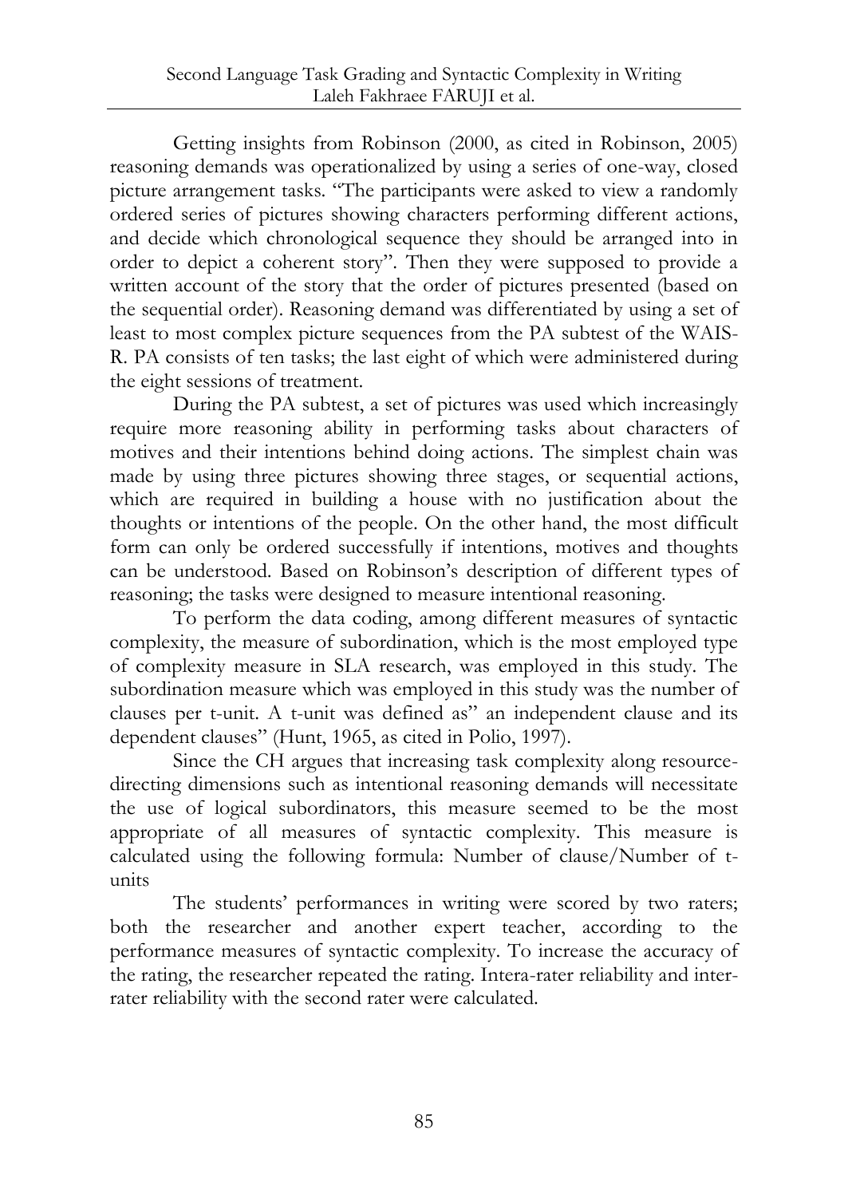Getting insights from Robinson (2000, as cited in Robinson, 2005) reasoning demands was operationalized by using a series of one-way, closed picture arrangement tasks. "The participants were asked to view a randomly ordered series of pictures showing characters performing different actions, and decide which chronological sequence they should be arranged into in order to depict a coherent story". Then they were supposed to provide a written account of the story that the order of pictures presented (based on the sequential order). Reasoning demand was differentiated by using a set of least to most complex picture sequences from the PA subtest of the WAIS-R. PA consists of ten tasks; the last eight of which were administered during the eight sessions of treatment.

During the PA subtest, a set of pictures was used which increasingly require more reasoning ability in performing tasks about characters of motives and their intentions behind doing actions. The simplest chain was made by using three pictures showing three stages, or sequential actions, which are required in building a house with no justification about the thoughts or intentions of the people. On the other hand, the most difficult form can only be ordered successfully if intentions, motives and thoughts can be understood. Based on Robinson's description of different types of reasoning; the tasks were designed to measure intentional reasoning.

To perform the data coding, among different measures of syntactic complexity, the measure of subordination, which is the most employed type of complexity measure in SLA research, was employed in this study. The subordination measure which was employed in this study was the number of clauses per t-unit. A t-unit was defined as" an independent clause and its dependent clauses" (Hunt, 1965, as cited in Polio, 1997).

Since the CH argues that increasing task complexity along resource-directing dimensions such as intentional reasoning demands will necessitate the use of logical subordinators, this measure seemed to be the most appropriate of all measures of syntactic complexity. This measure is calculated using the following formula: Number of clause/Number of t-units

The students' performances in writing were scored by two raters; both the researcher and another expert teacher, according to the performance measures of syntactic complexity. To increase the accuracy of the rating, the researcher repeated the rating. Intera-rater reliability and inter-rater reliability with the second rater were calculated.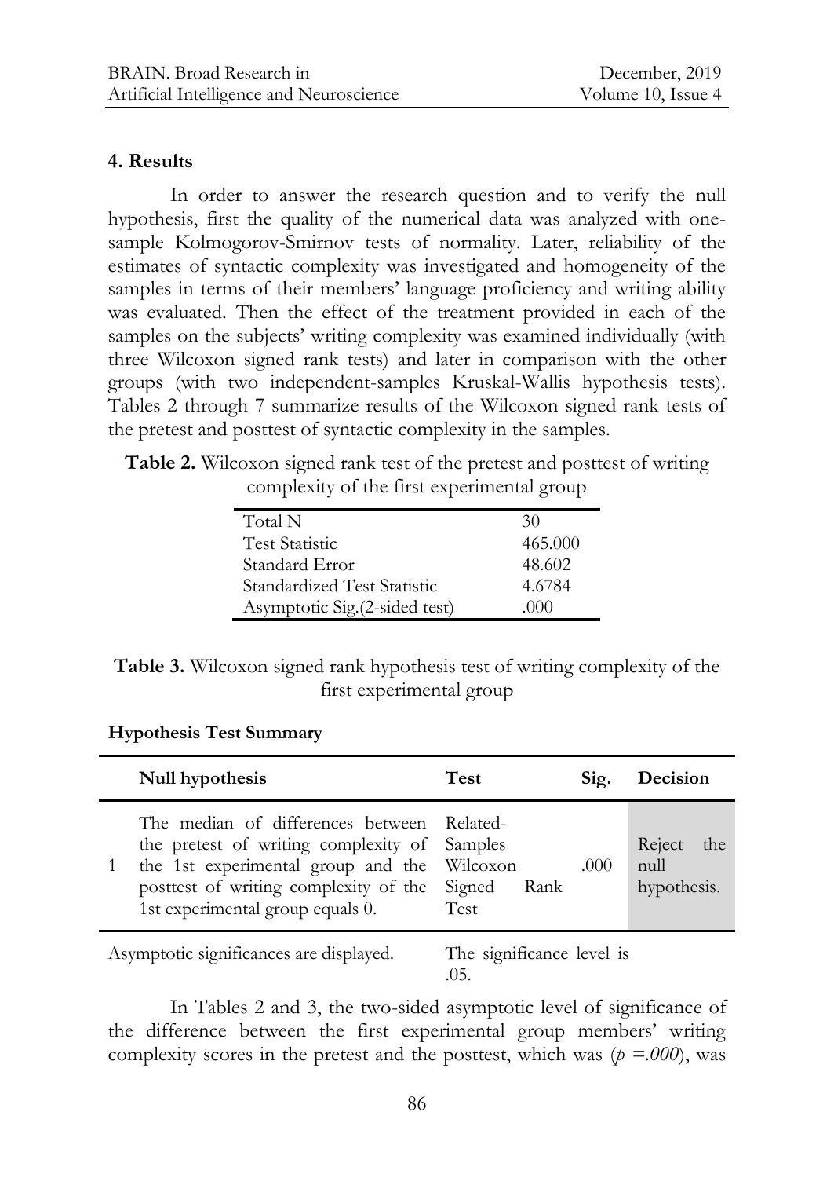## 4. Results

In order to answer the research question and to verify the null hypothesis, first the quality of the numerical data was analyzed with one-sample Kolmogorov-Smirnov tests of normality. Later, reliability of the estimates of syntactic complexity was investigated and homogeneity of the samples in terms of their members' language proficiency and writing ability was evaluated. Then the effect of the treatment provided in each of the samples on the subjects' writing complexity was examined individually (with three Wilcoxon signed rank tests) and later in comparison with the other groups (with two independent-samples Kruskal-Wallis hypothesis tests). Tables 2 through 7 summarize results of the Wilcoxon signed rank tests of the pretest and posttest of syntactic complexity in the samples.

**Table 2.** Wilcoxon signed rank test of the pretest and posttest of writing complexity of the first experimental group

| | |
|---|---|
| Total N | 30 |
| Test Statistic | 465.000 |
| Standard Error | 48.602 |
| Standardized Test Statistic | 4.6784 |
| Asymptotic Sig.(2-sided test) | .000 |

**Table 3.** Wilcoxon signed rank hypothesis test of writing complexity of the first experimental group

**Hypothesis Test Summary**

| | Null hypothesis | Test | Sig. | Decision |
|---|---|---|---|---|
| 1 | The median of differences between the pretest of writing complexity of the 1st experimental group and the posttest of writing complexity of the 1st experimental group equals 0. | Related-Samples Wilcoxon Signed Rank Test | .000 | Reject the null hypothesis. |

Asymptotic significances are displayed. The significance level is .05.

In Tables 2 and 3, the two-sided asymptotic level of significance of the difference between the first experimental group members' writing complexity scores in the pretest and the posttest, which was ($p = .000$), was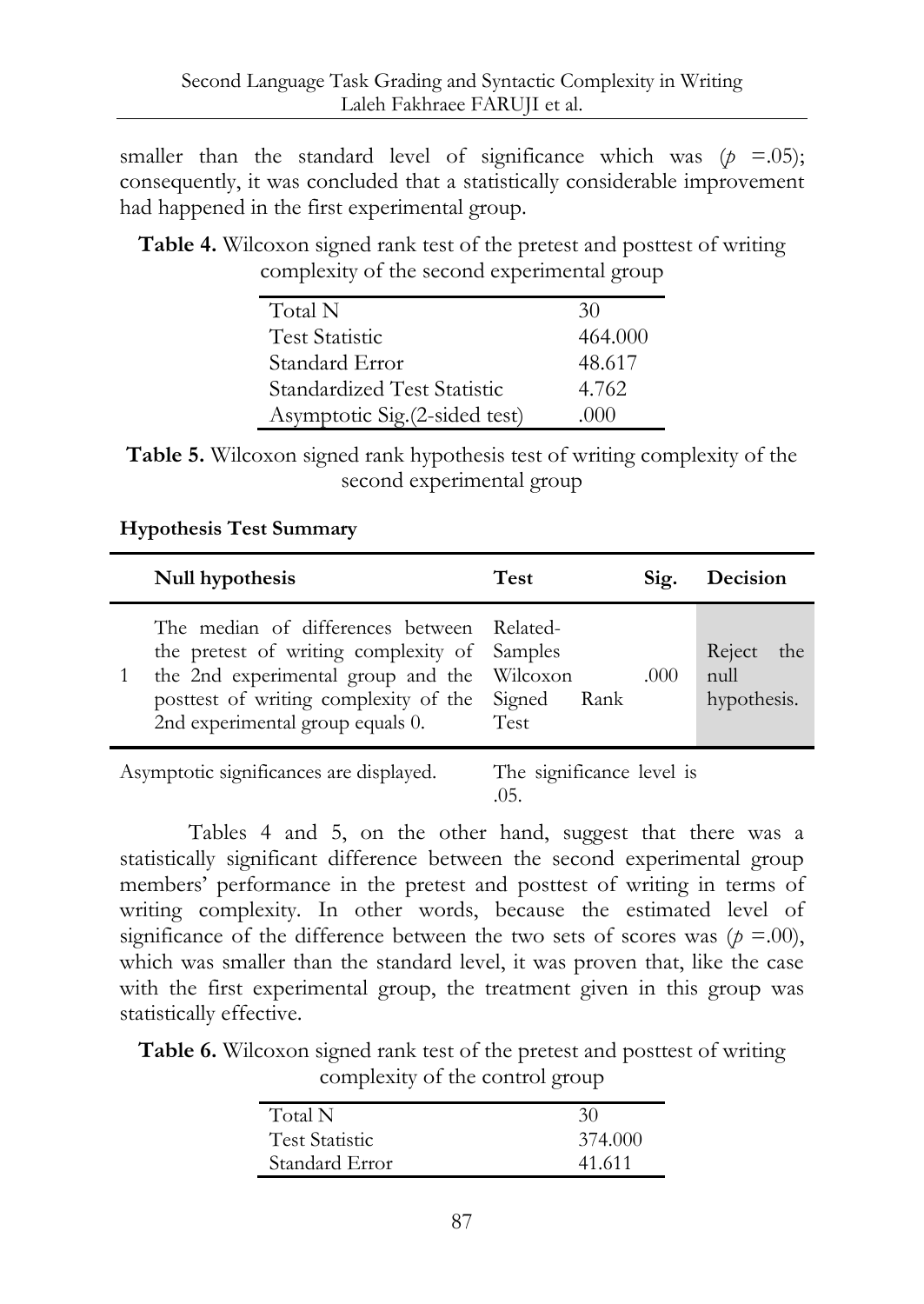smaller than the standard level of significance which was ($p$ =.05); consequently, it was concluded that a statistically considerable improvement had happened in the first experimental group.

**Table 4.** Wilcoxon signed rank test of the pretest and posttest of writing complexity of the second experimental group

| | |
|---|---|
| Total N | 30 |
| Test Statistic | 464.000 |
| Standard Error | 48.617 |
| Standardized Test Statistic | 4.762 |
| Asymptotic Sig.(2-sided test) | .000 |

**Table 5.** Wilcoxon signed rank hypothesis test of writing complexity of the second experimental group

**Hypothesis Test Summary**

| | Null hypothesis | Test | Sig. | Decision |
|---|---|---|---|---|
| 1 | The median of differences between the pretest of writing complexity of the 2nd experimental group and the posttest of writing complexity of the 2nd experimental group equals 0. | Related-Samples Wilcoxon Signed Rank Test | .000 | Reject the null hypothesis. |

Asymptotic significances are displayed. The significance level is .05.

Tables 4 and 5, on the other hand, suggest that there was a statistically significant difference between the second experimental group members' performance in the pretest and posttest of writing in terms of writing complexity. In other words, because the estimated level of significance of the difference between the two sets of scores was ($p$ =.00), which was smaller than the standard level, it was proven that, like the case with the first experimental group, the treatment given in this group was statistically effective.

**Table 6.** Wilcoxon signed rank test of the pretest and posttest of writing complexity of the control group

| | |
|---|---|
| Total N | 30 |
| Test Statistic | 374.000 |
| Standard Error | 41.611 |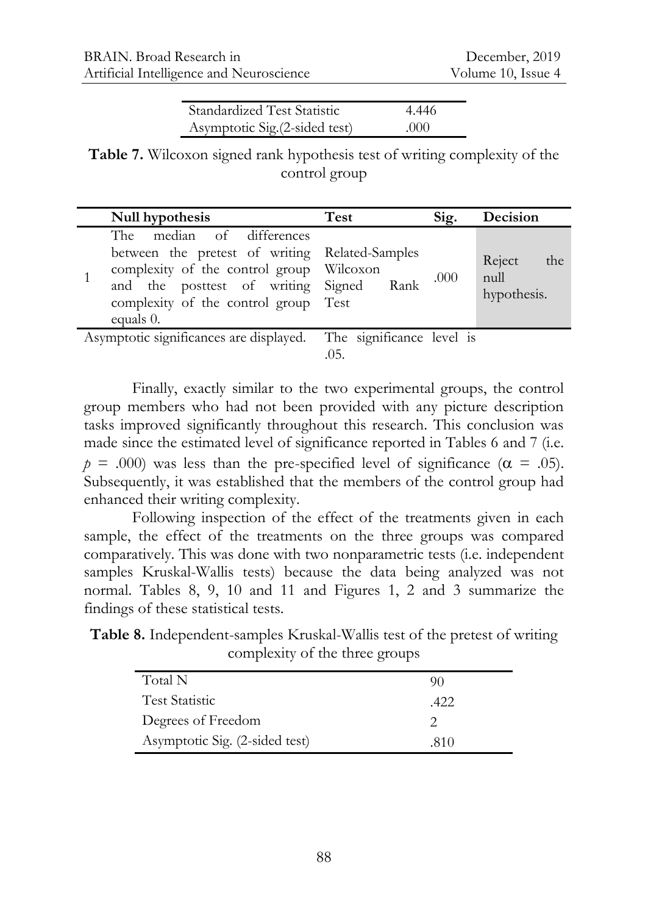| | |
|---|---|
| Standardized Test Statistic | 4.446 |
| Asymptotic Sig.(2-sided test) | .000 |

**Table 7.** Wilcoxon signed rank hypothesis test of writing complexity of the control group

| | Null hypothesis | Test | Sig. | Decision |
|---|---|---|---|---|
| 1 | The median of differences between the pretest of writing complexity of the control group and the posttest of writing complexity of the control group equals 0. | Related-Samples Wilcoxon Signed Rank Test | .000 | Reject the null hypothesis. |

Asymptotic significances are displayed. The significance level is .05.

Finally, exactly similar to the two experimental groups, the control group members who had not been provided with any picture description tasks improved significantly throughout this research. This conclusion was made since the estimated level of significance reported in Tables 6 and 7 (i.e. $p = .000$) was less than the pre-specified level of significance ($\alpha = .05$). Subsequently, it was established that the members of the control group had enhanced their writing complexity.

Following inspection of the effect of the treatments given in each sample, the effect of the treatments on the three groups was compared comparatively. This was done with two nonparametric tests (i.e. independent samples Kruskal-Wallis tests) because the data being analyzed was not normal. Tables 8, 9, 10 and 11 and Figures 1, 2 and 3 summarize the findings of these statistical tests.

**Table 8.** Independent-samples Kruskal-Wallis test of the pretest of writing complexity of the three groups

| | |
|---|---|
| Total N | 90 |
| Test Statistic | .422 |
| Degrees of Freedom | 2 |
| Asymptotic Sig. (2-sided test) | .810 |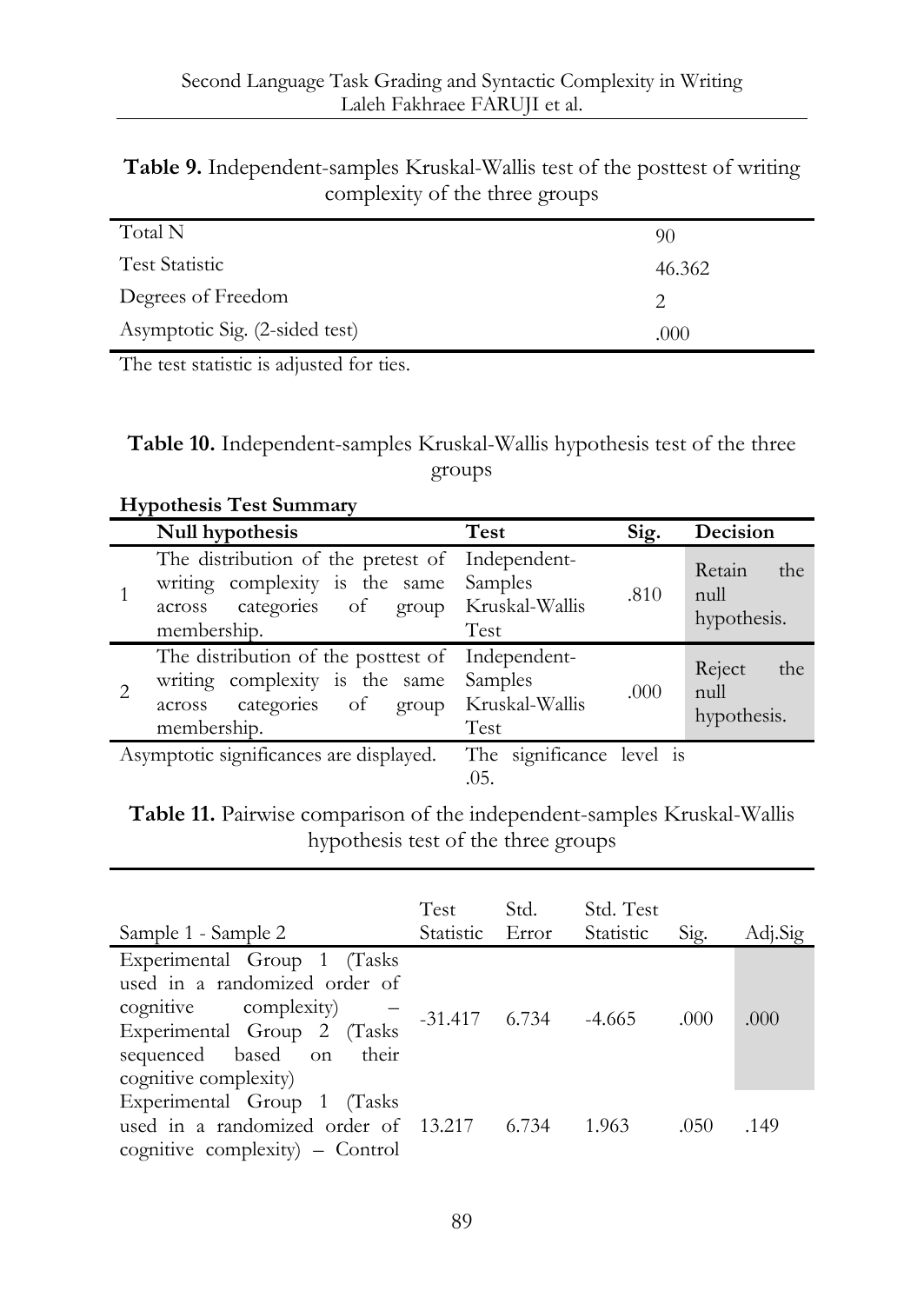**Table 9.** Independent-samples Kruskal-Wallis test of the posttest of writing complexity of the three groups

| | |
|---|---|
| Total N | 90 |
| Test Statistic | 46.362 |
| Degrees of Freedom | 2 |
| Asymptotic Sig. (2-sided test) | .000 |

The test statistic is adjusted for ties.

**Table 10.** Independent-samples Kruskal-Wallis hypothesis test of the three groups

**Hypothesis Test Summary**

| | Null hypothesis | Test | Sig. | Decision |
|---|---|---|---|---|
| 1 | The distribution of the pretest of writing complexity is the same across categories of group membership. | Independent-Samples Kruskal-Wallis Test | .810 | Retain the null hypothesis. |
| 2 | The distribution of the posttest of writing complexity is the same across categories of group membership. | Independent-Samples Kruskal-Wallis Test | .000 | Reject the null hypothesis. |

Asymptotic significances are displayed. The significance level is .05.

**Table 11.** Pairwise comparison of the independent-samples Kruskal-Wallis hypothesis test of the three groups

| Sample 1 - Sample 2 | Test Statistic | Std. Error | Std. Test Statistic | Sig. | Adj.Sig |
|---|---|---|---|---|---|
| Experimental Group 1 (Tasks used in a randomized order of cognitive complexity) – Experimental Group 2 (Tasks sequenced based on their cognitive complexity) | -31.417 | 6.734 | -4.665 | .000 | .000 |
| Experimental Group 1 (Tasks used in a randomized order of cognitive complexity) – Control | 13.217 | 6.734 | 1.963 | .050 | .149 |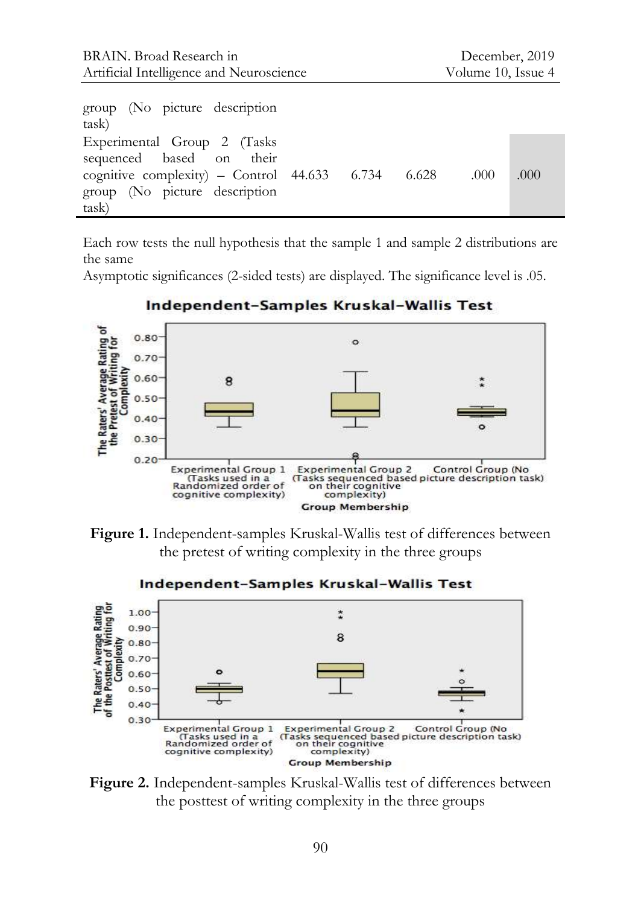| | | | | | |
|---|---|---|---|---|---|
| group (No picture description task) | | | | | |
| Experimental Group 2 (Tasks sequenced based on their cognitive complexity) – Control group (No picture description task) | 44.633 | 6.734 | 6.628 | .000 | .000 |

Each row tests the null hypothesis that the sample 1 and sample 2 distributions are the same

Asymptotic significances (2-sided tests) are displayed. The significance level is .05.

**Figure 1.** Independent-samples Kruskal-Wallis test of differences between the pretest of writing complexity in the three groups

**Figure 2.** Independent-samples Kruskal-Wallis test of differences between the posttest of writing complexity in the three groups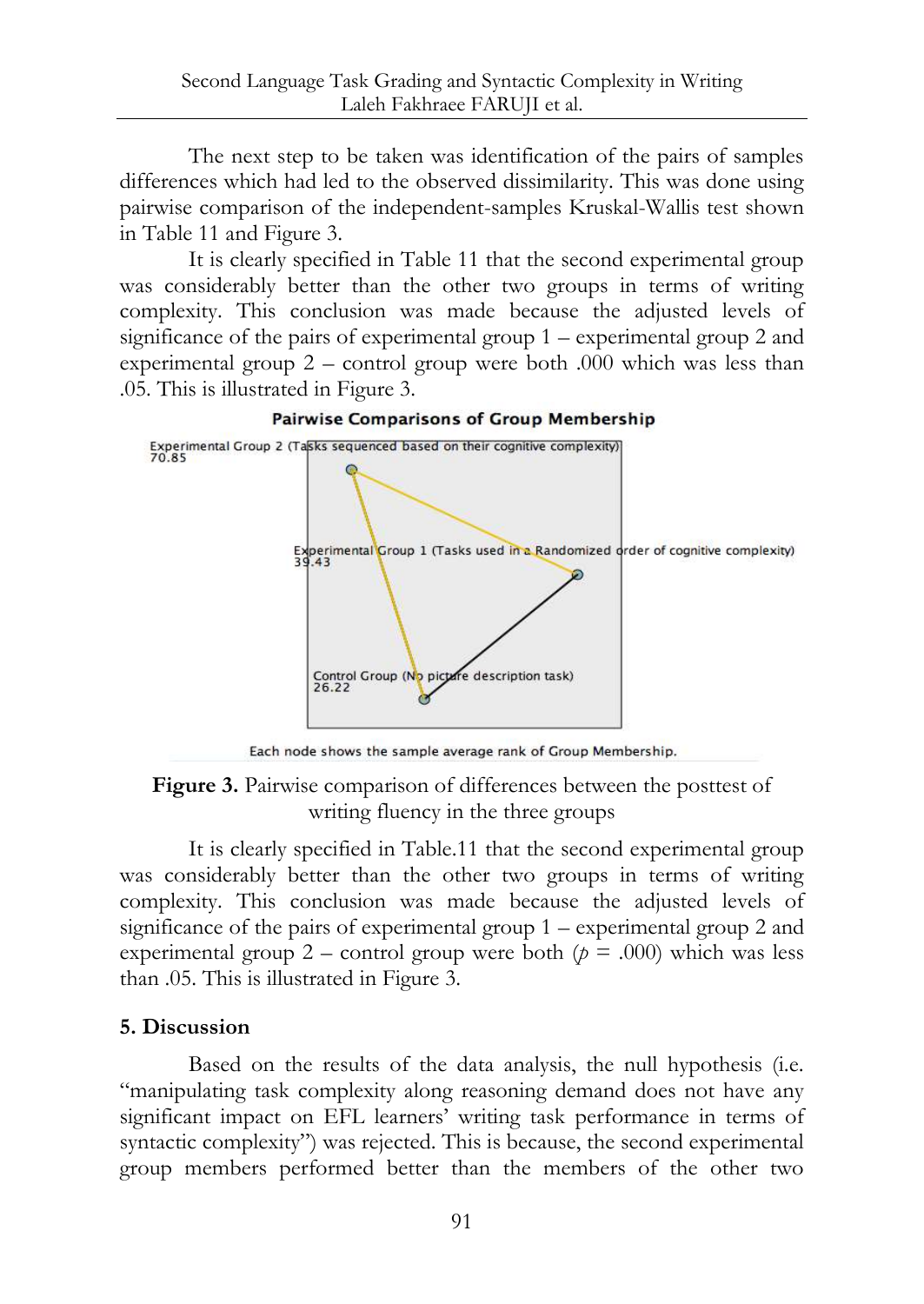The next step to be taken was identification of the pairs of samples differences which had led to the observed dissimilarity. This was done using pairwise comparison of the independent-samples Kruskal-Wallis test shown in Table 11 and Figure 3.

It is clearly specified in Table 11 that the second experimental group was considerably better than the other two groups in terms of writing complexity. This conclusion was made because the adjusted levels of significance of the pairs of experimental group 1 – experimental group 2 and experimental group 2 – control group were both .000 which was less than .05. This is illustrated in Figure 3.

**Pairwise Comparisons of Group Membership**

Experimental Group 2 (Tasks sequenced based on their cognitive complexity) 70.85

Experimental Group 1 (Tasks used in a Randomized order of cognitive complexity) 39.43

Control Group (No picture description task) 26.22

Each node shows the sample average rank of Group Membership.

**Figure 3.** Pairwise comparison of differences between the posttest of writing fluency in the three groups

It is clearly specified in Table.11 that the second experimental group was considerably better than the other two groups in terms of writing complexity. This conclusion was made because the adjusted levels of significance of the pairs of experimental group 1 – experimental group 2 and experimental group 2 – control group were both ($p$ = .000) which was less than .05. This is illustrated in Figure 3.

## 5. Discussion

Based on the results of the data analysis, the null hypothesis (i.e. "manipulating task complexity along reasoning demand does not have any significant impact on EFL learners' writing task performance in terms of syntactic complexity") was rejected. This is because, the second experimental group members performed better than the members of the other two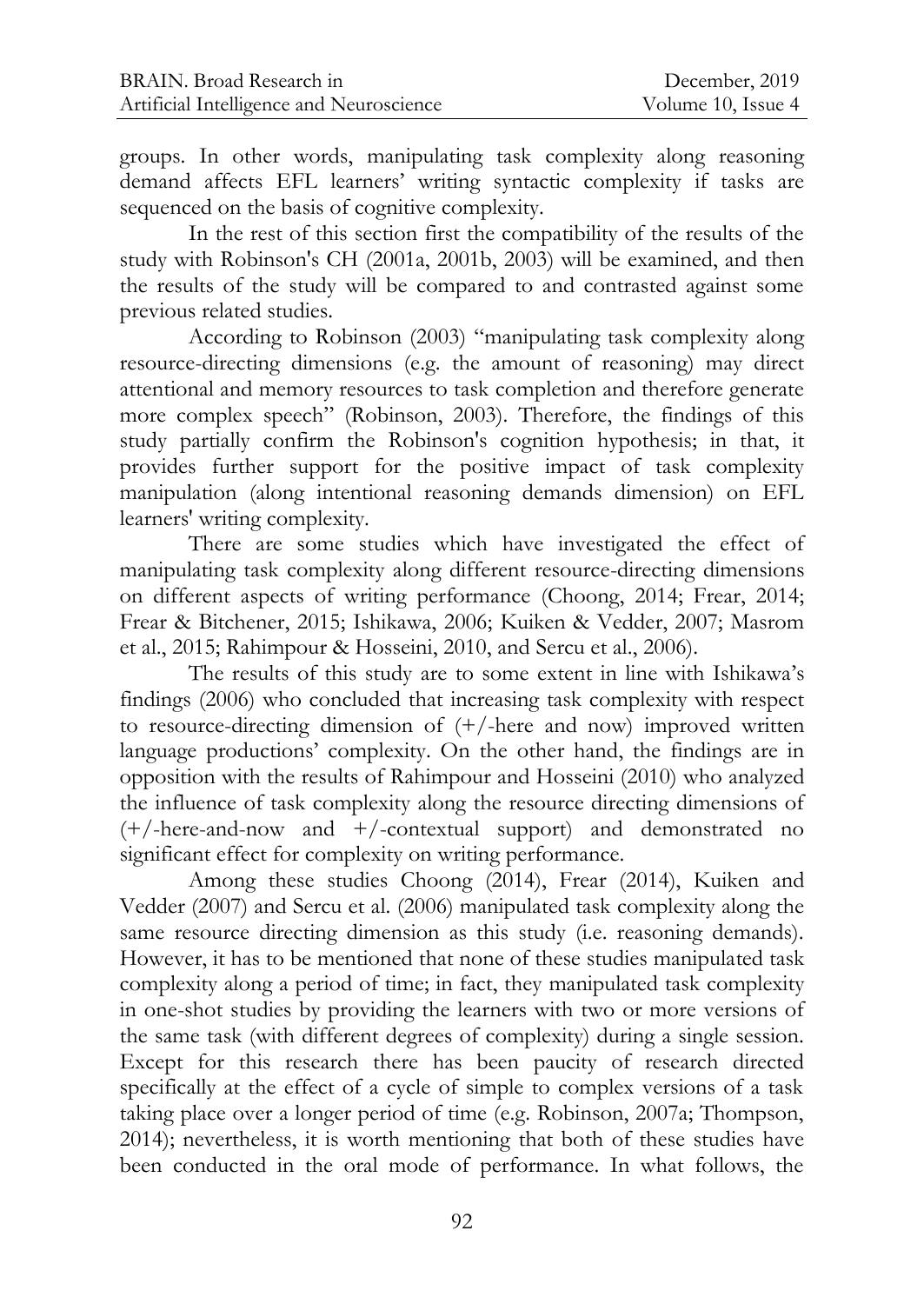groups. In other words, manipulating task complexity along reasoning demand affects EFL learners' writing syntactic complexity if tasks are sequenced on the basis of cognitive complexity.

In the rest of this section first the compatibility of the results of the study with Robinson's CH (2001a, 2001b, 2003) will be examined, and then the results of the study will be compared to and contrasted against some previous related studies.

According to Robinson (2003) "manipulating task complexity along resource-directing dimensions (e.g. the amount of reasoning) may direct attentional and memory resources to task completion and therefore generate more complex speech" (Robinson, 2003). Therefore, the findings of this study partially confirm the Robinson's cognition hypothesis; in that, it provides further support for the positive impact of task complexity manipulation (along intentional reasoning demands dimension) on EFL learners' writing complexity.

There are some studies which have investigated the effect of manipulating task complexity along different resource-directing dimensions on different aspects of writing performance (Choong, 2014; Frear, 2014; Frear & Bitchener, 2015; Ishikawa, 2006; Kuiken & Vedder, 2007; Masrom et al., 2015; Rahimpour & Hosseini, 2010, and Sercu et al., 2006).

The results of this study are to some extent in line with Ishikawa's findings (2006) who concluded that increasing task complexity with respect to resource-directing dimension of (+/-here and now) improved written language productions' complexity. On the other hand, the findings are in opposition with the results of Rahimpour and Hosseini (2010) who analyzed the influence of task complexity along the resource directing dimensions of (+/-here-and-now and +/-contextual support) and demonstrated no significant effect for complexity on writing performance.

Among these studies Choong (2014), Frear (2014), Kuiken and Vedder (2007) and Sercu et al. (2006) manipulated task complexity along the same resource directing dimension as this study (i.e. reasoning demands). However, it has to be mentioned that none of these studies manipulated task complexity along a period of time; in fact, they manipulated task complexity in one-shot studies by providing the learners with two or more versions of the same task (with different degrees of complexity) during a single session. Except for this research there has been paucity of research directed specifically at the effect of a cycle of simple to complex versions of a task taking place over a longer period of time (e.g. Robinson, 2007a; Thompson, 2014); nevertheless, it is worth mentioning that both of these studies have been conducted in the oral mode of performance. In what follows, the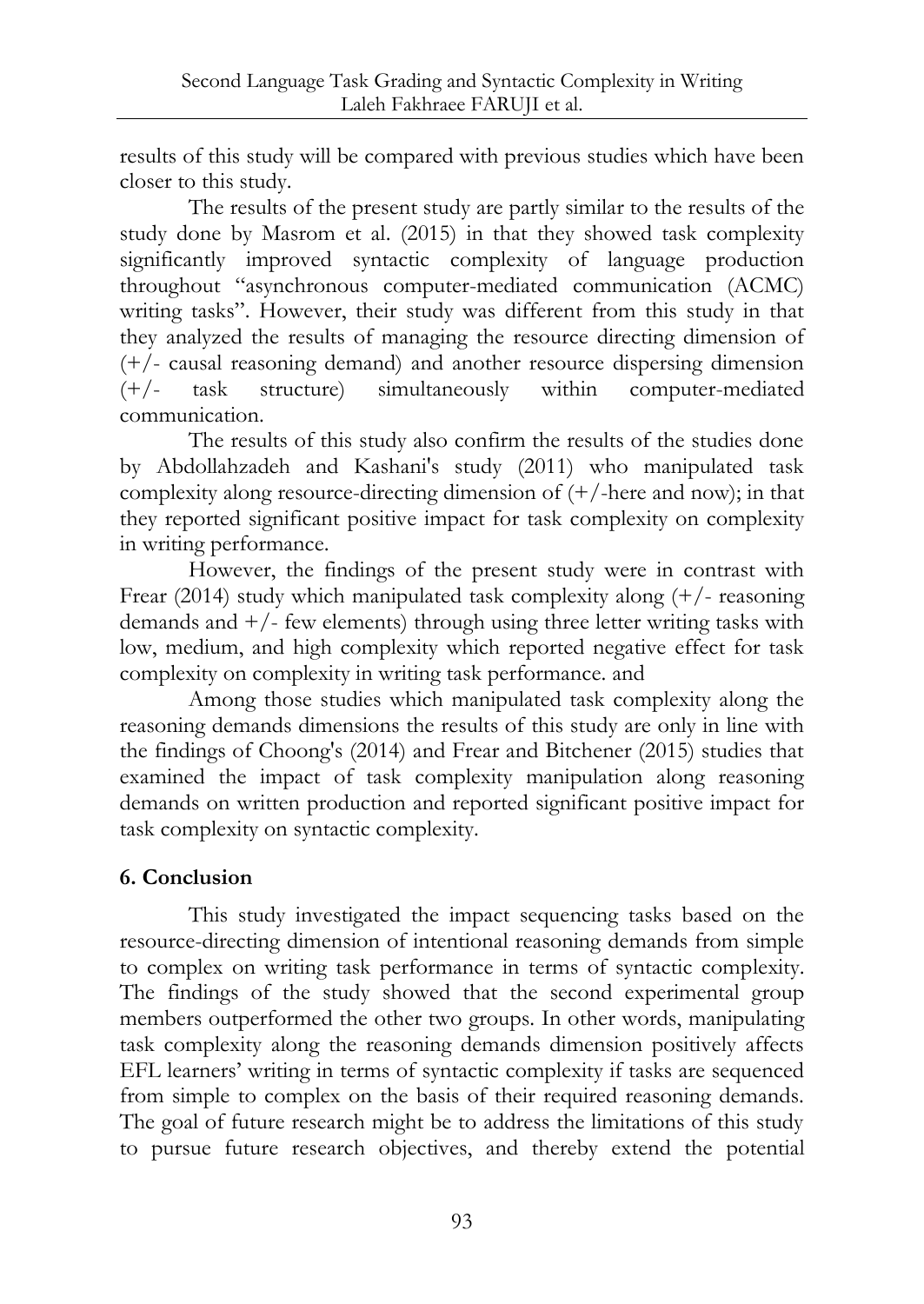results of this study will be compared with previous studies which have been closer to this study.

The results of the present study are partly similar to the results of the study done by Masrom et al. (2015) in that they showed task complexity significantly improved syntactic complexity of language production throughout "asynchronous computer-mediated communication (ACMC) writing tasks". However, their study was different from this study in that they analyzed the results of managing the resource directing dimension of (+/- causal reasoning demand) and another resource dispersing dimension (+/- task structure) simultaneously within computer-mediated communication.

The results of this study also confirm the results of the studies done by Abdollahzadeh and Kashani's study (2011) who manipulated task complexity along resource-directing dimension of (+/-here and now); in that they reported significant positive impact for task complexity on complexity in writing performance.

However, the findings of the present study were in contrast with Frear (2014) study which manipulated task complexity along (+/- reasoning demands and +/- few elements) through using three letter writing tasks with low, medium, and high complexity which reported negative effect for task complexity on complexity in writing task performance. and

Among those studies which manipulated task complexity along the reasoning demands dimensions the results of this study are only in line with the findings of Choong's (2014) and Frear and Bitchener (2015) studies that examined the impact of task complexity manipulation along reasoning demands on written production and reported significant positive impact for task complexity on syntactic complexity.

## 6. Conclusion

This study investigated the impact sequencing tasks based on the resource-directing dimension of intentional reasoning demands from simple to complex on writing task performance in terms of syntactic complexity. The findings of the study showed that the second experimental group members outperformed the other two groups. In other words, manipulating task complexity along the reasoning demands dimension positively affects EFL learners' writing in terms of syntactic complexity if tasks are sequenced from simple to complex on the basis of their required reasoning demands. The goal of future research might be to address the limitations of this study to pursue future research objectives, and thereby extend the potential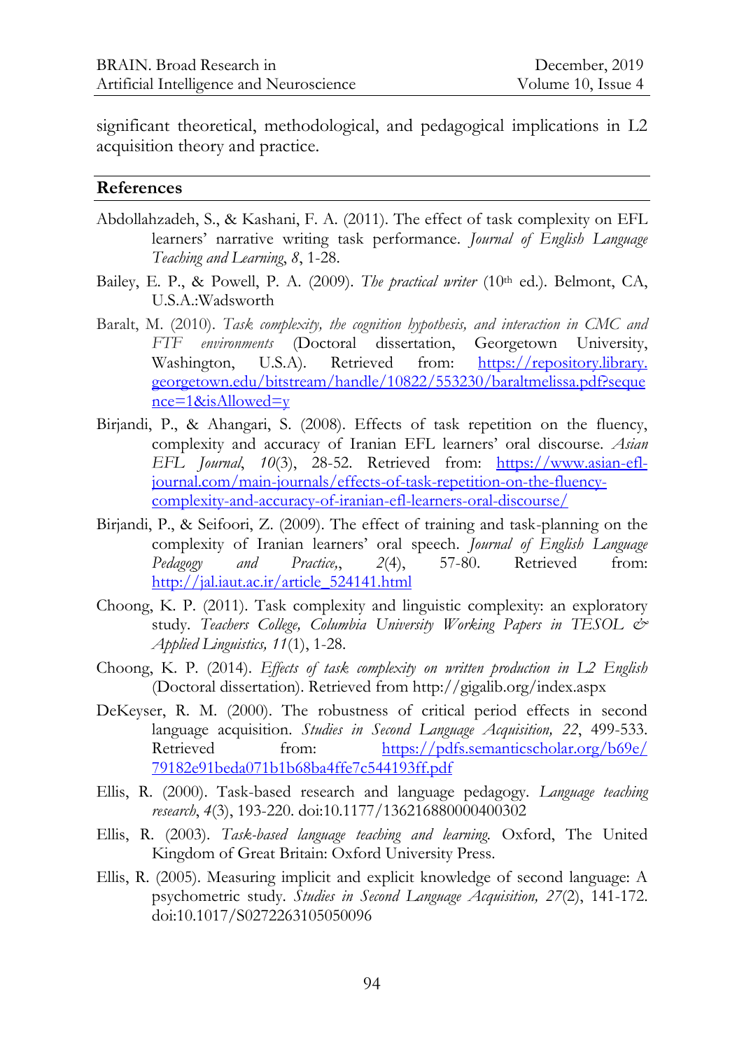significant theoretical, methodological, and pedagogical implications in L2 acquisition theory and practice.

## References

Abdollahzadeh, S., & Kashani, F. A. (2011). The effect of task complexity on EFL learners' narrative writing task performance. *Journal of English Language Teaching and Learning*, *8*, 1-28.

Bailey, E. P., & Powell, P. A. (2009). *The practical writer* (10th ed.). Belmont, CA, U.S.A.:Wadsworth

Baralt, M. (2010). *Task complexity, the cognition hypothesis, and interaction in CMC and FTF environments* (Doctoral dissertation, Georgetown University, Washington, U.S.A). Retrieved from: https://repository.library.georgetown.edu/bitstream/handle/10822/553230/baraltmelissa.pdf?sequence=1&isAllowed=y

Birjandi, P., & Ahangari, S. (2008). Effects of task repetition on the fluency, complexity and accuracy of Iranian EFL learners' oral discourse. *Asian EFL Journal*, *10*(3), 28-52. Retrieved from: https://www.asian-efl-journal.com/main-journals/effects-of-task-repetition-on-the-fluency-complexity-and-accuracy-of-iranian-efl-learners-oral-discourse/

Birjandi, P., & Seifoori, Z. (2009). The effect of training and task-planning on the complexity of Iranian learners' oral speech. *Journal of English Language Pedagogy and Practice*,, *2*(4), 57-80. Retrieved from: http://jal.iaut.ac.ir/article_524141.html

Choong, K. P. (2011). Task complexity and linguistic complexity: an exploratory study. *Teachers College, Columbia University Working Papers in TESOL & Applied Linguistics, 11*(1), 1-28.

Choong, K. P. (2014). *Effects of task complexity on written production in L2 English* (Doctoral dissertation). Retrieved from http://gigalib.org/index.aspx

DeKeyser, R. M. (2000). The robustness of critical period effects in second language acquisition. *Studies in Second Language Acquisition, 22*, 499-533. Retrieved from: https://pdfs.semanticscholar.org/b69e/79182e91beda071b1b68ba4ffe7c544193ff.pdf

Ellis, R. (2000). Task-based research and language pedagogy. *Language teaching research*, *4*(3), 193-220. doi:10.1177/136216880000400302

Ellis, R. (2003). *Task-based language teaching and learning.* Oxford, The United Kingdom of Great Britain: Oxford University Press.

Ellis, R. (2005). Measuring implicit and explicit knowledge of second language: A psychometric study. *Studies in Second Language Acquisition, 27*(2), 141-172. doi:10.1017/S0272263105050096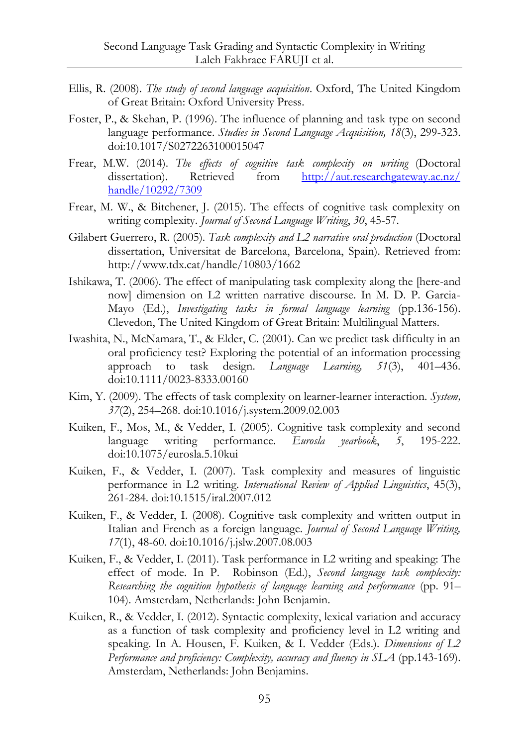Ellis, R. (2008). *The study of second language acquisition*. Oxford, The United Kingdom of Great Britain: Oxford University Press.

Foster, P., & Skehan, P. (1996). The influence of planning and task type on second language performance. *Studies in Second Language Acquisition, 18*(3), 299-323. doi:10.1017/S0272263100015047

Frear, M.W. (2014). *The effects of cognitive task complexity on writing* (Doctoral dissertation). Retrieved from http://aut.researchgateway.ac.nz/handle/10292/7309

Frear, M. W., & Bitchener, J. (2015). The effects of cognitive task complexity on writing complexity. *Journal of Second Language Writing*, *30*, 45-57.

Gilabert Guerrero, R. (2005). *Task complexity and L2 narrative oral production* (Doctoral dissertation, Universitat de Barcelona, Barcelona, Spain). Retrieved from: http://www.tdx.cat/handle/10803/1662

Ishikawa, T. (2006). The effect of manipulating task complexity along the [here-and now] dimension on L2 written narrative discourse. In M. D. P. Garcia-Mayo (Ed.), *Investigating tasks in formal language learning* (pp.136-156). Clevedon, The United Kingdom of Great Britain: Multilingual Matters.

Iwashita, N., McNamara, T., & Elder, C. (2001). Can we predict task difficulty in an oral proficiency test? Exploring the potential of an information processing approach to task design. *Language Learning, 51*(3), 401–436. doi:10.1111/0023-8333.00160

Kim, Y. (2009). The effects of task complexity on learner-learner interaction. *System, 37*(2), 254–268. doi:10.1016/j.system.2009.02.003

Kuiken, F., Mos, M., & Vedder, I. (2005). Cognitive task complexity and second language writing performance. *Eurosla yearbook*, *5*, 195-222. doi:10.1075/eurosla.5.10kui

Kuiken, F., & Vedder, I. (2007). Task complexity and measures of linguistic performance in L2 writing. *International Review of Applied Linguistics*, 45(3), 261-284. doi:10.1515/iral.2007.012

Kuiken, F., & Vedder, I. (2008). Cognitive task complexity and written output in Italian and French as a foreign language. *Journal of Second Language Writing, 17*(1), 48-60. doi:10.1016/j.jslw.2007.08.003

Kuiken, F., & Vedder, I. (2011). Task performance in L2 writing and speaking: The effect of mode. In P. Robinson (Ed.), *Second language task complexity: Researching the cognition hypothesis of language learning and performance* (pp. 91–104). Amsterdam, Netherlands: John Benjamin.

Kuiken, R., & Vedder, I. (2012). Syntactic complexity, lexical variation and accuracy as a function of task complexity and proficiency level in L2 writing and speaking. In A. Housen, F. Kuiken, & I. Vedder (Eds.). *Dimensions of L2 Performance and proficiency: Complexity, accuracy and fluency in SLA* (pp.143-169). Amsterdam, Netherlands: John Benjamins.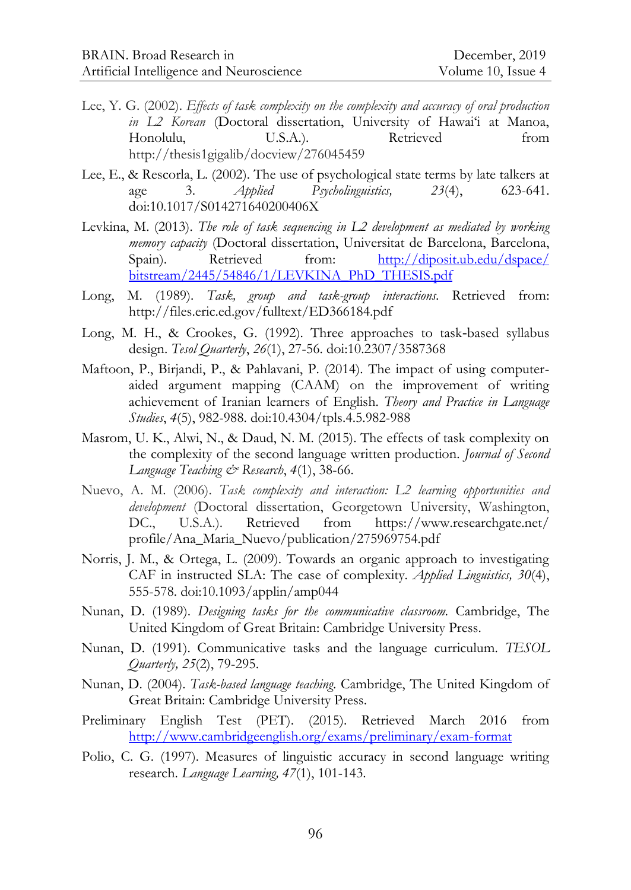Lee, Y. G. (2002). *Effects of task complexity on the complexity and accuracy of oral production in L2 Korean* (Doctoral dissertation, University of Hawai'i at Manoa, Honolulu, U.S.A.). Retrieved from http://thesis1gigalib/docview/276045459

Lee, E., & Rescorla, L. (2002). The use of psychological state terms by late talkers at age 3. *Applied Psycholinguistics, 23*(4), 623-641. doi:10.1017/S014271640200406X

Levkina, M. (2013). *The role of task sequencing in L2 development as mediated by working memory capacity* (Doctoral dissertation, Universitat de Barcelona, Barcelona, Spain). Retrieved from: http://diposit.ub.edu/dspace/bitstream/2445/54846/1/LEVKINA_PhD_THESIS.pdf

Long, M. (1989). *Task, group and task-group interactions.* Retrieved from: http://files.eric.ed.gov/fulltext/ED366184.pdf

Long, M. H., & Crookes, G. (1992). Three approaches to task-based syllabus design. *Tesol Quarterly*, *26*(1), 27-56. doi:10.2307/3587368

Maftoon, P., Birjandi, P., & Pahlavani, P. (2014). The impact of using computer-aided argument mapping (CAAM) on the improvement of writing achievement of Iranian learners of English. *Theory and Practice in Language Studies*, *4*(5), 982-988. doi:10.4304/tpls.4.5.982-988

Masrom, U. K., Alwi, N., & Daud, N. M. (2015). The effects of task complexity on the complexity of the second language written production. *Journal of Second Language Teaching & Research*, *4*(1), 38-66.

Nuevo, A. M. (2006). *Task complexity and interaction: L2 learning opportunities and development* (Doctoral dissertation, Georgetown University, Washington, DC., U.S.A.). Retrieved from https://www.researchgate.net/profile/Ana_Maria_Nuevo/publication/275969754.pdf

Norris, J. M., & Ortega, L. (2009). Towards an organic approach to investigating CAF in instructed SLA: The case of complexity. *Applied Linguistics, 30*(4), 555-578. doi:10.1093/applin/amp044

Nunan, D. (1989). *Designing tasks for the communicative classroom.* Cambridge, The United Kingdom of Great Britain: Cambridge University Press.

Nunan, D. (1991). Communicative tasks and the language curriculum. *TESOL Quarterly, 25*(2), 79-295.

Nunan, D. (2004). *Task-based language teaching.* Cambridge, The United Kingdom of Great Britain: Cambridge University Press.

Preliminary English Test (PET). (2015). Retrieved March 2016 from http://www.cambridgeenglish.org/exams/preliminary/exam-format

Polio, C. G. (1997). Measures of linguistic accuracy in second language writing research. *Language Learning, 47*(1), 101-143.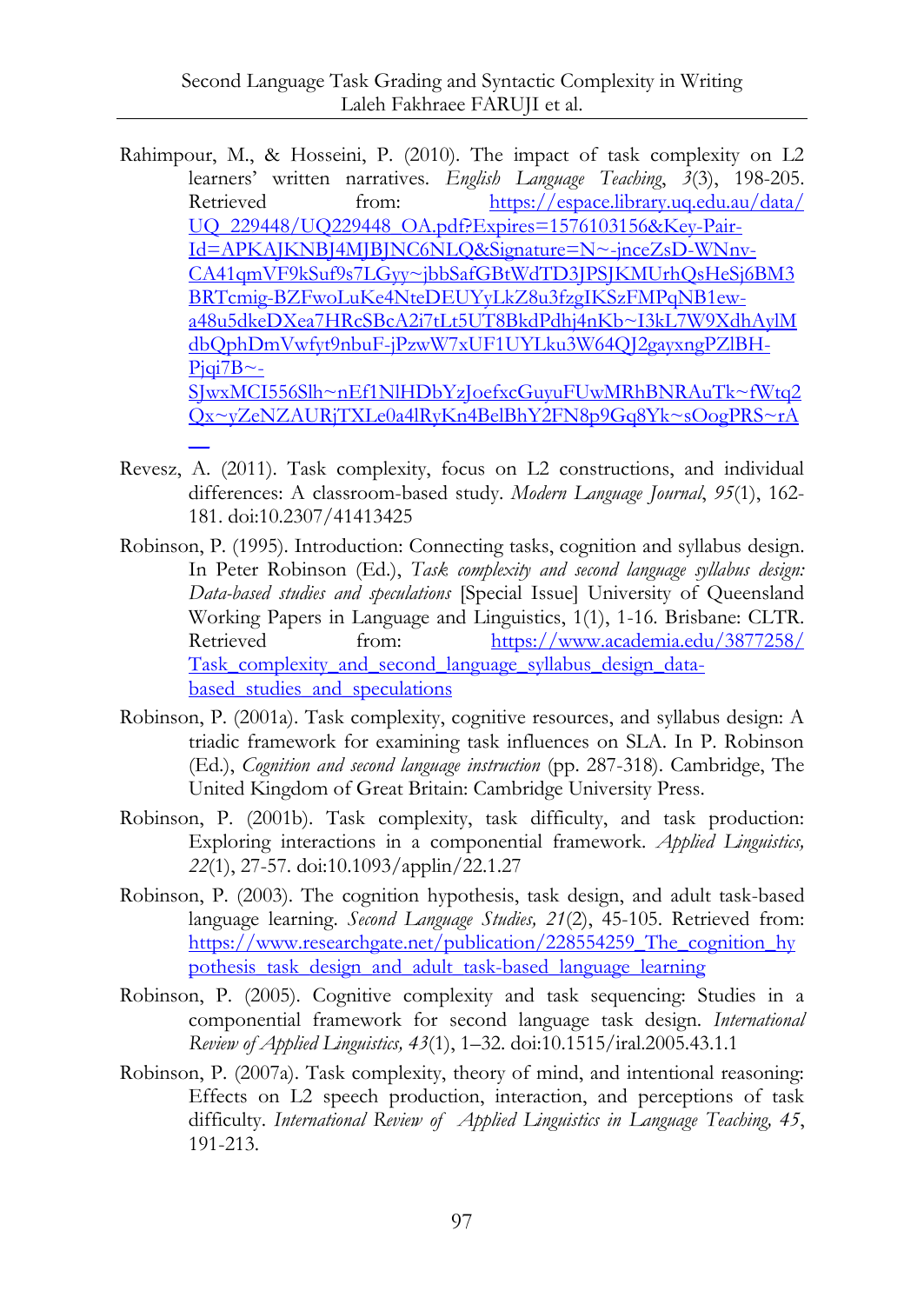Rahimpour, M., & Hosseini, P. (2010). The impact of task complexity on L2 learners' written narratives. *English Language Teaching*, *3*(3), 198-205. Retrieved from: https://espace.library.uq.edu.au/data/UQ_229448/UQ229448_OA.pdf?Expires=1576103156&Key-Pair-Id=APKAJKNBJ4MJBJNC6NLQ&Signature=N~-jnceZsD-WNnv-CA41qmVF9kSuf9s7LGyy~jbbSafGBtWdTD3JPSJKMUrhQsHeSj6BM3BRTcmig-BZFwoLuKe4NteDEUYyLkZ8u3fzgIKSzFMPqNB1ew-a48u5dkeDXea7HRcSBcA2i7tLt5UT8BkdPdhj4nKb~I3kL7W9XdhAylMdbQphDmVwfyt9nbuF-jPzwW7xUF1UYLku3W64QJ2gayxngPZlBH-Pjqi7B~-SJwxMCI556Slh~nEf1NlHDbYzJoefxcGuyuFUwMRhBNRAuTk~fWtq2Qx~yZeNZAURjTXLe0a4lRyKn4BelBhY2FN8p9Gq8Yk~sOogPRS~rA__

Revesz, A. (2011). Task complexity, focus on L2 constructions, and individual differences: A classroom-based study. *Modern Language Journal*, *95*(1), 162-181. doi:10.2307/41413425

Robinson, P. (1995). Introduction: Connecting tasks, cognition and syllabus design. In Peter Robinson (Ed.), *Task complexity and second language syllabus design: Data-based studies and speculations* [Special Issue] University of Queensland Working Papers in Language and Linguistics, 1(1), 1-16. Brisbane: CLTR. Retrieved from: https://www.academia.edu/3877258/Task_complexity_and_second_language_syllabus_design_data-based_studies_and_speculations

Robinson, P. (2001a). Task complexity, cognitive resources, and syllabus design: A triadic framework for examining task influences on SLA. In P. Robinson (Ed.), *Cognition and second language instruction* (pp. 287-318). Cambridge, The United Kingdom of Great Britain: Cambridge University Press.

Robinson, P. (2001b). Task complexity, task difficulty, and task production: Exploring interactions in a componential framework. *Applied Linguistics, 22*(1), 27-57. doi:10.1093/applin/22.1.27

Robinson, P. (2003). The cognition hypothesis, task design, and adult task-based language learning. *Second Language Studies, 21*(2), 45-105. Retrieved from: https://www.researchgate.net/publication/228554259_The_cognition_hypothesis_task_design_and_adult_task-based_language_learning

Robinson, P. (2005). Cognitive complexity and task sequencing: Studies in a componential framework for second language task design. *International Review of Applied Linguistics, 43*(1), 1–32. doi:10.1515/iral.2005.43.1.1

Robinson, P. (2007a). Task complexity, theory of mind, and intentional reasoning: Effects on L2 speech production, interaction, and perceptions of task difficulty. *International Review of Applied Linguistics in Language Teaching, 45*, 191-213.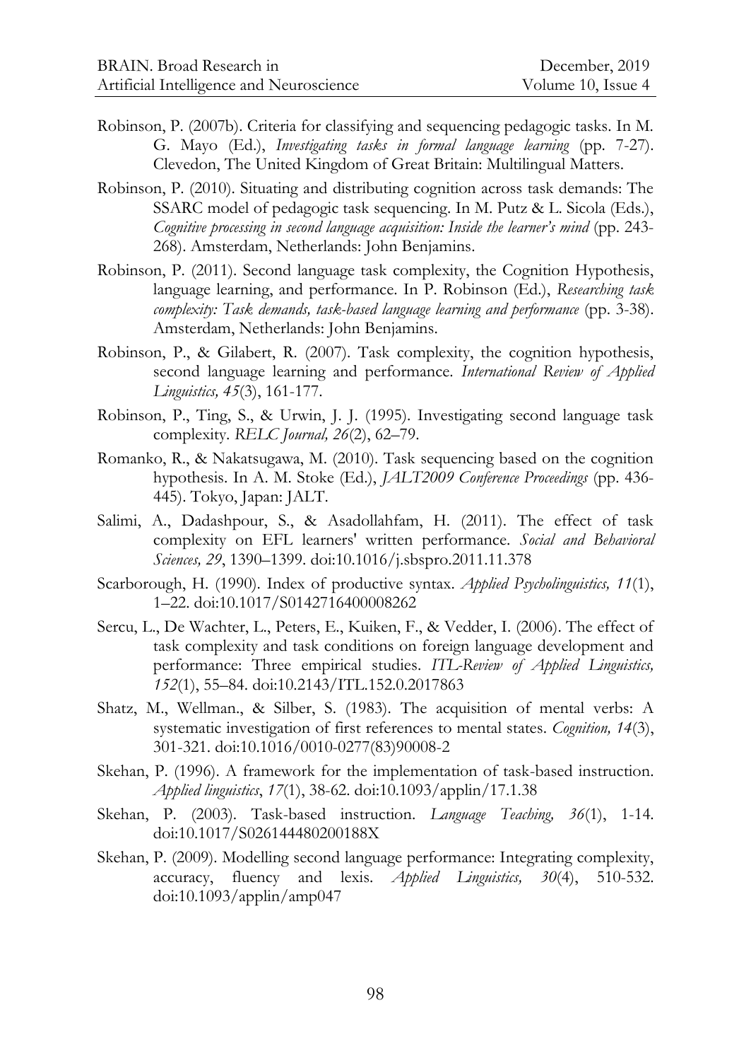Robinson, P. (2007b). Criteria for classifying and sequencing pedagogic tasks. In M. G. Mayo (Ed.), *Investigating tasks in formal language learning* (pp. 7-27). Clevedon, The United Kingdom of Great Britain: Multilingual Matters.

Robinson, P. (2010). Situating and distributing cognition across task demands: The SSARC model of pedagogic task sequencing. In M. Putz & L. Sicola (Eds.), *Cognitive processing in second language acquisition: Inside the learner's mind* (pp. 243-268). Amsterdam, Netherlands: John Benjamins.

Robinson, P. (2011). Second language task complexity, the Cognition Hypothesis, language learning, and performance. In P. Robinson (Ed.), *Researching task complexity: Task demands, task-based language learning and performance* (pp. 3-38). Amsterdam, Netherlands: John Benjamins.

Robinson, P., & Gilabert, R. (2007). Task complexity, the cognition hypothesis, second language learning and performance. *International Review of Applied Linguistics, 45*(3), 161-177.

Robinson, P., Ting, S., & Urwin, J. J. (1995). Investigating second language task complexity. *RELC Journal, 26*(2), 62–79.

Romanko, R., & Nakatsugawa, M. (2010). Task sequencing based on the cognition hypothesis. In A. M. Stoke (Ed.), *JALT2009 Conference Proceedings* (pp. 436-445). Tokyo, Japan: JALT.

Salimi, A., Dadashpour, S., & Asadollahfam, H. (2011). The effect of task complexity on EFL learners' written performance. *Social and Behavioral Sciences, 29*, 1390–1399. doi:10.1016/j.sbspro.2011.11.378

Scarborough, H. (1990). Index of productive syntax. *Applied Psycholinguistics, 11*(1), 1–22. doi:10.1017/S0142716400008262

Sercu, L., De Wachter, L., Peters, E., Kuiken, F., & Vedder, I. (2006). The effect of task complexity and task conditions on foreign language development and performance: Three empirical studies. *ITL-Review of Applied Linguistics, 152*(1), 55–84. doi:10.2143/ITL.152.0.2017863

Shatz, M., Wellman., & Silber, S. (1983). The acquisition of mental verbs: A systematic investigation of first references to mental states. *Cognition, 14*(3), 301-321. doi:10.1016/0010-0277(83)90008-2

Skehan, P. (1996). A framework for the implementation of task-based instruction. *Applied linguistics*, *17*(1), 38-62. doi:10.1093/applin/17.1.38

Skehan, P. (2003). Task-based instruction. *Language Teaching, 36*(1), 1-14. doi:10.1017/S026144480200188X

Skehan, P. (2009). Modelling second language performance: Integrating complexity, accuracy, fluency and lexis. *Applied Linguistics, 30*(4), 510-532. doi:10.1093/applin/amp047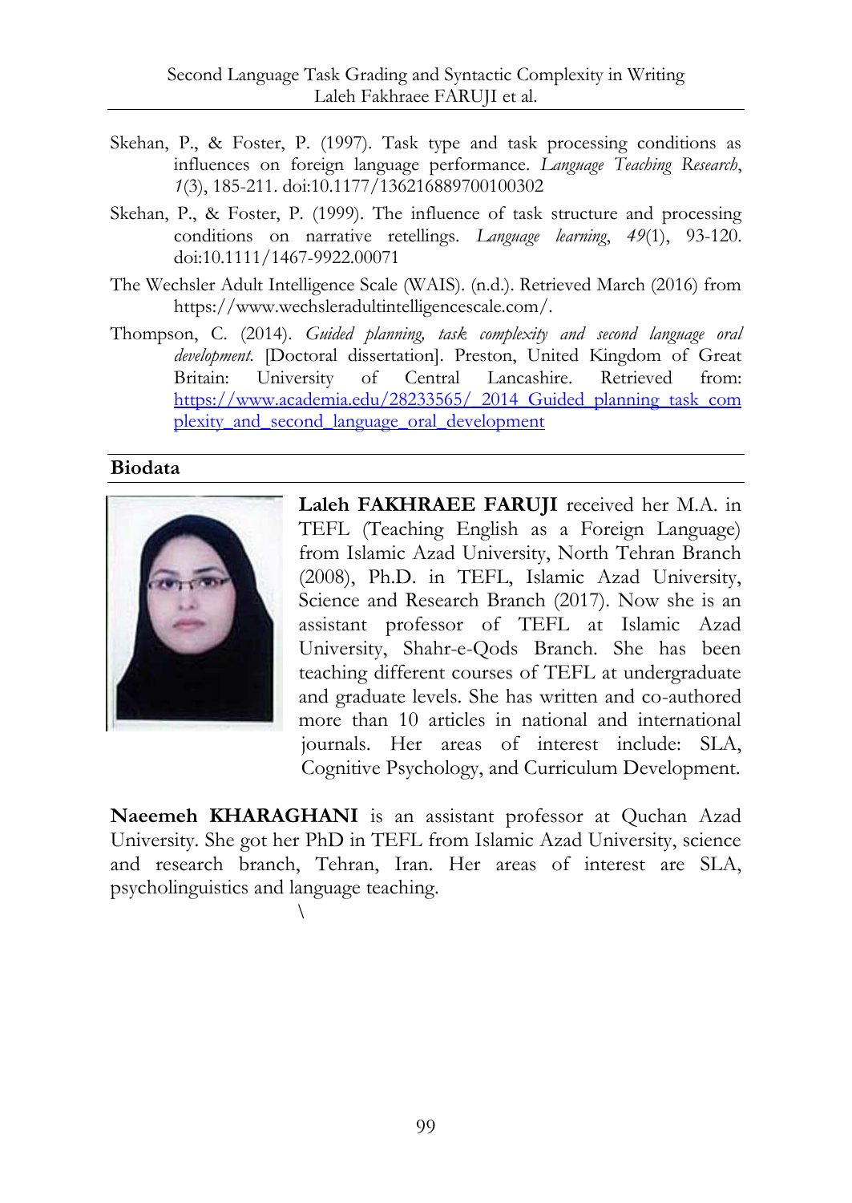Skehan, P., & Foster, P. (1997). Task type and task processing conditions as influences on foreign language performance. *Language Teaching Research*, *1*(3), 185-211. doi:10.1177/136216889700100302

Skehan, P., & Foster, P. (1999). The influence of task structure and processing conditions on narrative retellings. *Language learning*, *49*(1), 93-120. doi:10.1111/1467-9922.00071

The Wechsler Adult Intelligence Scale (WAIS). (n.d.). Retrieved March (2016) from https://www.wechsleradultintelligencescale.com/.

Thompson, C. (2014). *Guided planning, task complexity and second language oral development*. [Doctoral dissertation]. Preston, United Kingdom of Great Britain: University of Central Lancashire. Retrieved from: https://www.academia.edu/28233565/_2014_Guided_planning_task_complexity_and_second_language_oral_development

## Biodata

**Laleh FAKHRAEE FARUJI** received her M.A. in TEFL (Teaching English as a Foreign Language) from Islamic Azad University, North Tehran Branch (2008), Ph.D. in TEFL, Islamic Azad University, Science and Research Branch (2017). Now she is an assistant professor of TEFL at Islamic Azad University, Shahr-e-Qods Branch. She has been teaching different courses of TEFL at undergraduate and graduate levels. She has written and co-authored more than 10 articles in national and international journals. Her areas of interest include: SLA, Cognitive Psychology, and Curriculum Development.

**Naeemeh KHARAGHANI** is an assistant professor at Quchan Azad University. She got her PhD in TEFL from Islamic Azad University, science and research branch, Tehran, Iran. Her areas of interest are SLA, psycholinguistics and language teaching.

\